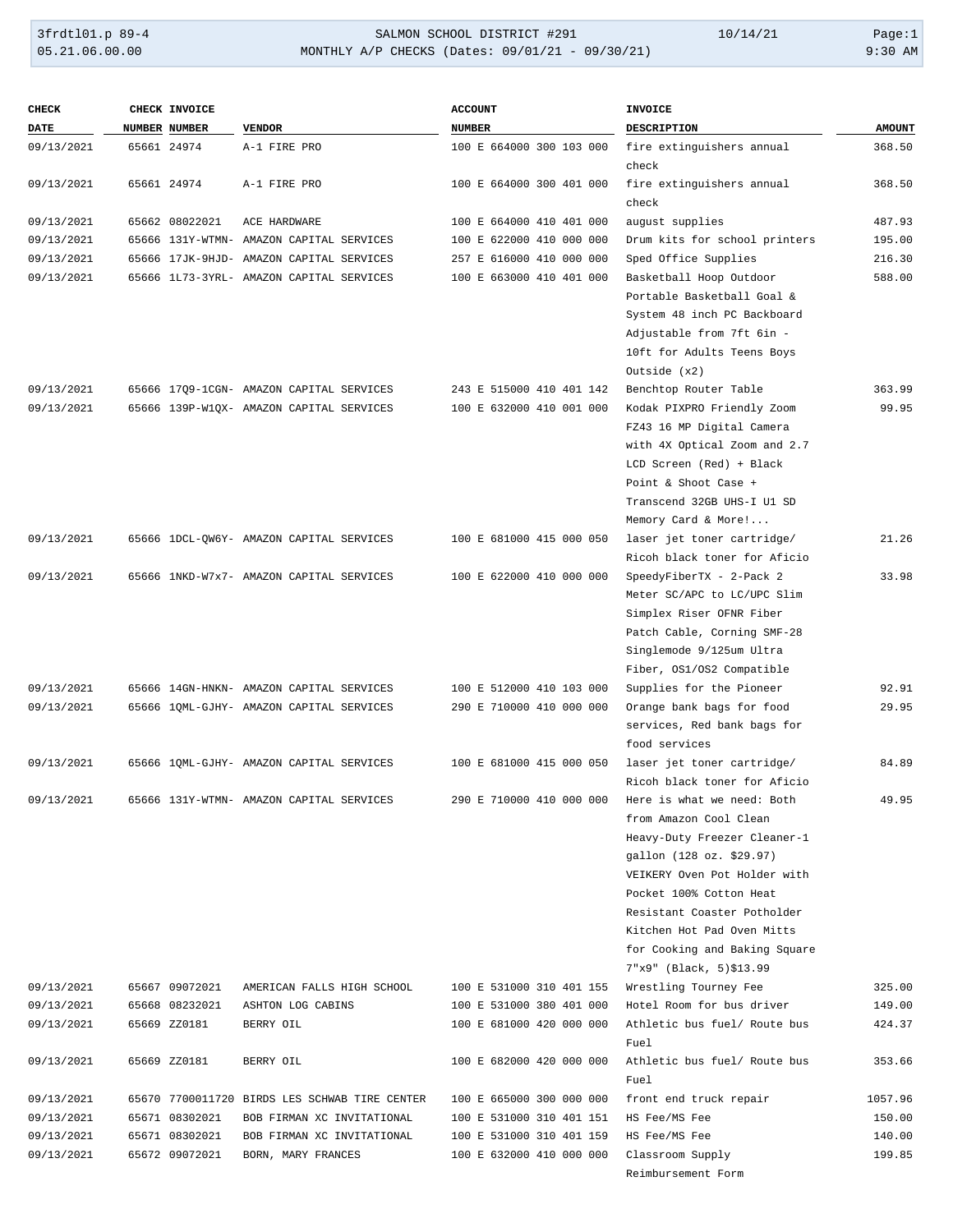3frdtl01.p 89-4 SALMON SCHOOL DISTRICT #291 10/14/21 Page:1
05.21.06.00.00 MONTHLY A/P CHECKS (Dates: 09/01/21 - 09/30/21) 9:30 AM

| CHECK DATE | CHECK NUMBER | INVOICE NUMBER | VENDOR | ACCOUNT NUMBER | INVOICE DESCRIPTION | AMOUNT |
|---|---|---|---|---|---|---|
| 09/13/2021 | 65661 | 24974 | A-1 FIRE PRO | 100 E 664000 300 103 000 | fire extinguishers annual check | 368.50 |
| 09/13/2021 | 65661 | 24974 | A-1 FIRE PRO | 100 E 664000 300 401 000 | fire extinguishers annual check | 368.50 |
| 09/13/2021 | 65662 | 08022021 | ACE HARDWARE | 100 E 664000 410 401 000 | august supplies | 487.93 |
| 09/13/2021 | 65666 | 131Y-WTMN- | AMAZON CAPITAL SERVICES | 100 E 622000 410 000 000 | Drum kits for school printers | 195.00 |
| 09/13/2021 | 65666 | 17JK-9HJD- | AMAZON CAPITAL SERVICES | 257 E 616000 410 000 000 | Sped Office Supplies | 216.30 |
| 09/13/2021 | 65666 | 1L73-3YRL- | AMAZON CAPITAL SERVICES | 100 E 663000 410 401 000 | Basketball Hoop Outdoor Portable Basketball Goal & System 48 inch PC Backboard Adjustable from 7ft 6in - 10ft for Adults Teens Boys Outside (x2) | 588.00 |
| 09/13/2021 | 65666 | 17Q9-1CGN- | AMAZON CAPITAL SERVICES | 243 E 515000 410 401 142 | Benchtop Router Table | 363.99 |
| 09/13/2021 | 65666 | 139P-W1QX- | AMAZON CAPITAL SERVICES | 100 E 632000 410 001 000 | Kodak PIXPRO Friendly Zoom FZ43 16 MP Digital Camera with 4X Optical Zoom and 2.7 LCD Screen (Red) + Black Point & Shoot Case + Transcend 32GB UHS-I U1 SD Memory Card & More!... | 99.95 |
| 09/13/2021 | 65666 | 1DCL-QW6Y- | AMAZON CAPITAL SERVICES | 100 E 681000 415 000 050 | laser jet toner cartridge/ Ricoh black toner for Aficio | 21.26 |
| 09/13/2021 | 65666 | 1NKD-W7x7- | AMAZON CAPITAL SERVICES | 100 E 622000 410 000 000 | SpeedyFiberTX - 2-Pack 2 Meter SC/APC to LC/UPC Slim Simplex Riser OFNR Fiber Patch Cable, Corning SMF-28 Singlemode 9/125um Ultra Fiber, OS1/OS2 Compatible | 33.98 |
| 09/13/2021 | 65666 | 14GN-HNKN- | AMAZON CAPITAL SERVICES | 100 E 512000 410 103 000 | Supplies for the Pioneer | 92.91 |
| 09/13/2021 | 65666 | 1QML-GJHY- | AMAZON CAPITAL SERVICES | 290 E 710000 410 000 000 | Orange bank bags for food services, Red bank bags for food services | 29.95 |
| 09/13/2021 | 65666 | 1QML-GJHY- | AMAZON CAPITAL SERVICES | 100 E 681000 415 000 050 | laser jet toner cartridge/ Ricoh black toner for Aficio | 84.89 |
| 09/13/2021 | 65666 | 131Y-WTMN- | AMAZON CAPITAL SERVICES | 290 E 710000 410 000 000 | Here is what we need: Both from Amazon Cool Clean Heavy-Duty Freezer Cleaner-1 gallon (128 oz. $29.97) VEIKERY Oven Pot Holder with Pocket 100% Cotton Heat Resistant Coaster Potholder Kitchen Hot Pad Oven Mitts for Cooking and Baking Square 7"x9" (Black, 5)$13.99 | 49.95 |
| 09/13/2021 | 65667 | 09072021 | AMERICAN FALLS HIGH SCHOOL | 100 E 531000 310 401 155 | Wrestling Tourney Fee | 325.00 |
| 09/13/2021 | 65668 | 08232021 | ASHTON LOG CABINS | 100 E 531000 380 401 000 | Hotel Room for bus driver | 149.00 |
| 09/13/2021 | 65669 | ZZ0181 | BERRY OIL | 100 E 681000 420 000 000 | Athletic bus fuel/ Route bus Fuel | 424.37 |
| 09/13/2021 | 65669 | ZZ0181 | BERRY OIL | 100 E 682000 420 000 000 | Athletic bus fuel/ Route bus Fuel | 353.66 |
| 09/13/2021 | 65670 | 7700011720 | BIRDS LES SCHWAB TIRE CENTER | 100 E 665000 300 000 000 | front end truck repair | 1057.96 |
| 09/13/2021 | 65671 | 08302021 | BOB FIRMAN XC INVITATIONAL | 100 E 531000 310 401 151 | HS Fee/MS Fee | 150.00 |
| 09/13/2021 | 65671 | 08302021 | BOB FIRMAN XC INVITATIONAL | 100 E 531000 310 401 159 | HS Fee/MS Fee | 140.00 |
| 09/13/2021 | 65672 | 09072021 | BORN, MARY FRANCES | 100 E 632000 410 000 000 | Classroom Supply Reimbursement Form | 199.85 |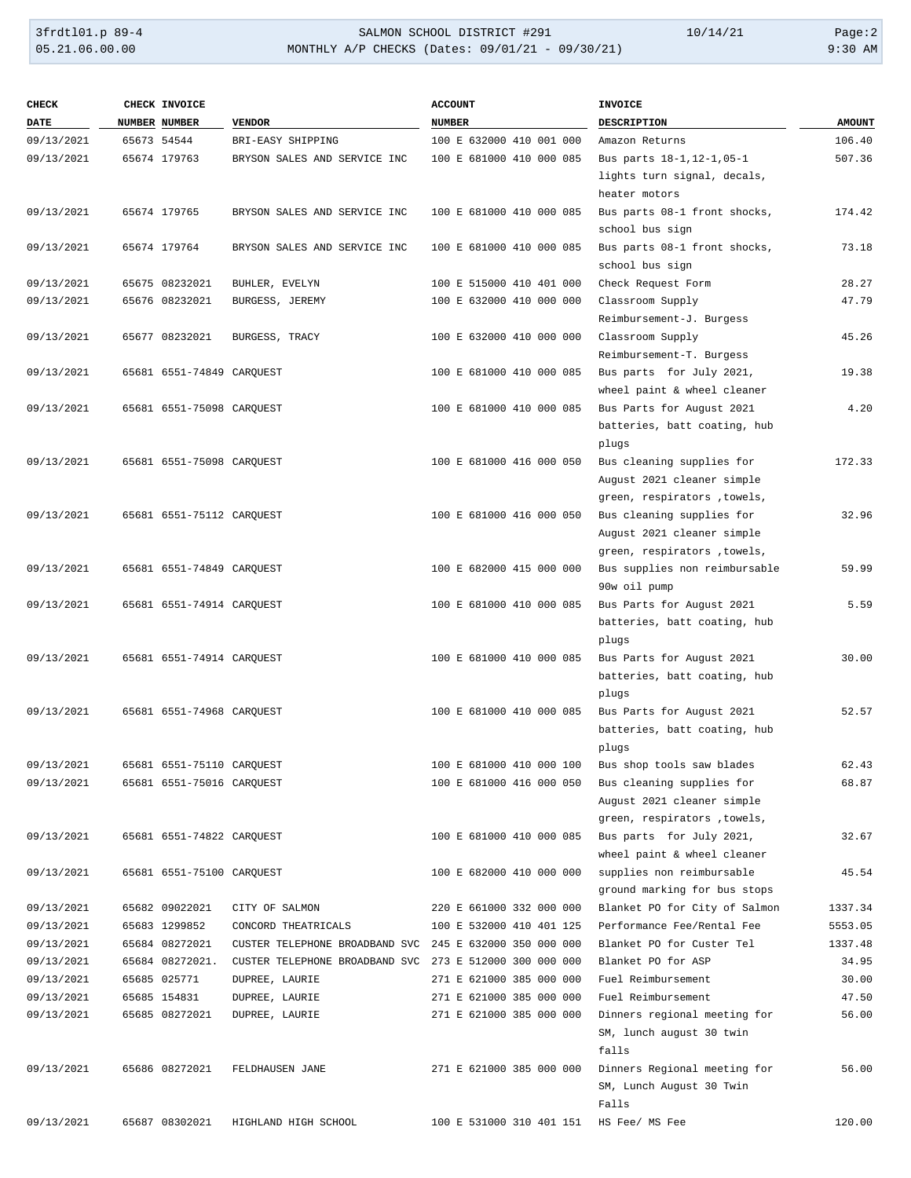| CHECK DATE | CHECK NUMBER | INVOICE NUMBER | VENDOR | ACCOUNT NUMBER | INVOICE DESCRIPTION | AMOUNT |
|---|---|---|---|---|---|---|
| 09/13/2021 | 65673 | 54544 | BRI-EASY SHIPPING | 100 E 632000 410 001 000 | Amazon Returns | 106.40 |
| 09/13/2021 | 65674 | 179763 | BRYSON SALES AND SERVICE INC | 100 E 681000 410 000 085 | Bus parts 18-1,12-1,05-1 lights turn signal, decals, heater motors | 507.36 |
| 09/13/2021 | 65674 | 179765 | BRYSON SALES AND SERVICE INC | 100 E 681000 410 000 085 | Bus parts 08-1 front shocks, school bus sign | 174.42 |
| 09/13/2021 | 65674 | 179764 | BRYSON SALES AND SERVICE INC | 100 E 681000 410 000 085 | Bus parts 08-1 front shocks, school bus sign | 73.18 |
| 09/13/2021 | 65675 | 08232021 | BUHLER, EVELYN | 100 E 515000 410 401 000 | Check Request Form | 28.27 |
| 09/13/2021 | 65676 | 08232021 | BURGESS, JEREMY | 100 E 632000 410 000 000 | Classroom Supply Reimbursement-J. Burgess | 47.79 |
| 09/13/2021 | 65677 | 08232021 | BURGESS, TRACY | 100 E 632000 410 000 000 | Classroom Supply Reimbursement-T. Burgess | 45.26 |
| 09/13/2021 | 65681 | 6551-74849 | CARQUEST | 100 E 681000 410 000 085 | Bus parts  for July 2021, wheel paint & wheel cleaner | 19.38 |
| 09/13/2021 | 65681 | 6551-75098 | CARQUEST | 100 E 681000 410 000 085 | Bus Parts for August 2021 batteries, batt coating, hub plugs | 4.20 |
| 09/13/2021 | 65681 | 6551-75098 | CARQUEST | 100 E 681000 416 000 050 | Bus cleaning supplies for August 2021 cleaner simple green, respirators ,towels, | 172.33 |
| 09/13/2021 | 65681 | 6551-75112 | CARQUEST | 100 E 681000 416 000 050 | Bus cleaning supplies for August 2021 cleaner simple green, respirators ,towels, | 32.96 |
| 09/13/2021 | 65681 | 6551-74849 | CARQUEST | 100 E 682000 415 000 000 | Bus supplies non reimbursable 90w oil pump | 59.99 |
| 09/13/2021 | 65681 | 6551-74914 | CARQUEST | 100 E 681000 410 000 085 | Bus Parts for August 2021 batteries, batt coating, hub plugs | 5.59 |
| 09/13/2021 | 65681 | 6551-74914 | CARQUEST | 100 E 681000 410 000 085 | Bus Parts for August 2021 batteries, batt coating, hub plugs | 30.00 |
| 09/13/2021 | 65681 | 6551-74968 | CARQUEST | 100 E 681000 410 000 085 | Bus Parts for August 2021 batteries, batt coating, hub plugs | 52.57 |
| 09/13/2021 | 65681 | 6551-75110 | CARQUEST | 100 E 681000 410 000 100 | Bus shop tools saw blades | 62.43 |
| 09/13/2021 | 65681 | 6551-75016 | CARQUEST | 100 E 681000 416 000 050 | Bus cleaning supplies for August 2021 cleaner simple green, respirators ,towels, | 68.87 |
| 09/13/2021 | 65681 | 6551-74822 | CARQUEST | 100 E 681000 410 000 085 | Bus parts  for July 2021, wheel paint & wheel cleaner | 32.67 |
| 09/13/2021 | 65681 | 6551-75100 | CARQUEST | 100 E 682000 410 000 000 | supplies non reimbursable ground marking for bus stops | 45.54 |
| 09/13/2021 | 65682 | 09022021 | CITY OF SALMON | 220 E 661000 332 000 000 | Blanket PO for City of Salmon | 1337.34 |
| 09/13/2021 | 65683 | 1299852 | CONCORD THEATRICALS | 100 E 532000 410 401 125 | Performance Fee/Rental Fee | 5553.05 |
| 09/13/2021 | 65684 | 08272021 | CUSTER TELEPHONE BROADBAND SVC | 245 E 632000 350 000 000 | Blanket PO for Custer Tel | 1337.48 |
| 09/13/2021 | 65684 | 08272021. | CUSTER TELEPHONE BROADBAND SVC | 273 E 512000 300 000 000 | Blanket PO for ASP | 34.95 |
| 09/13/2021 | 65685 | 025771 | DUPREE, LAURIE | 271 E 621000 385 000 000 | Fuel Reimbursement | 30.00 |
| 09/13/2021 | 65685 | 154831 | DUPREE, LAURIE | 271 E 621000 385 000 000 | Fuel Reimbursement | 47.50 |
| 09/13/2021 | 65685 | 08272021 | DUPREE, LAURIE | 271 E 621000 385 000 000 | Dinners regional meeting for SM, lunch august 30 twin falls | 56.00 |
| 09/13/2021 | 65686 | 08272021 | FELDHAUSEN JANE | 271 E 621000 385 000 000 | Dinners Regional meeting for SM, Lunch August 30 Twin Falls | 56.00 |
| 09/13/2021 | 65687 | 08302021 | HIGHLAND HIGH SCHOOL | 100 E 531000 310 401 151 | HS Fee/ MS Fee | 120.00 |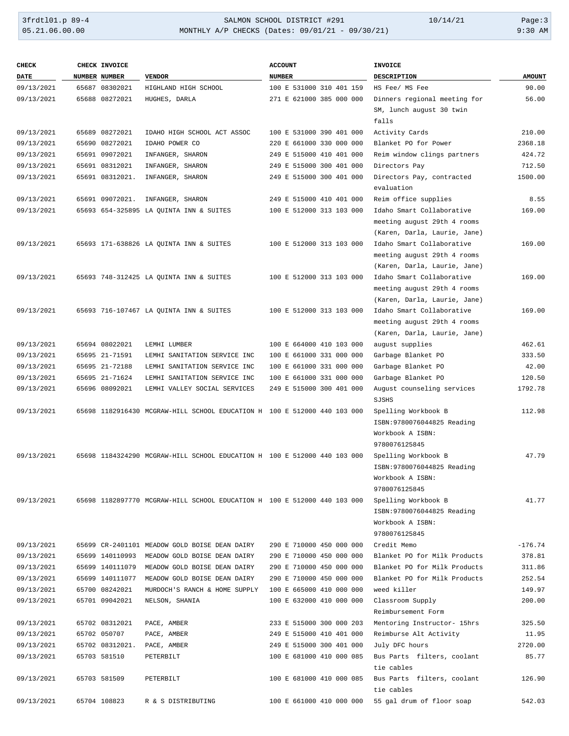| CHECK DATE | CHECK NUMBER | INVOICE NUMBER | VENDOR | ACCOUNT NUMBER | INVOICE DESCRIPTION | AMOUNT |
|---|---|---|---|---|---|---|
| 09/13/2021 | 65687 | 08302021 | HIGHLAND HIGH SCHOOL | 100 E 531000 310 401 159 | HS Fee/ MS Fee | 90.00 |
| 09/13/2021 | 65688 | 08272021 | HUGHES, DARLA | 271 E 621000 385 000 000 | Dinners regional meeting for SM, lunch august 30 twin falls | 56.00 |
| 09/13/2021 | 65689 | 08272021 | IDAHO HIGH SCHOOL ACT ASSOC | 100 E 531000 390 401 000 | Activity Cards | 210.00 |
| 09/13/2021 | 65690 | 08272021 | IDAHO POWER CO | 220 E 661000 330 000 000 | Blanket PO for Power | 2368.18 |
| 09/13/2021 | 65691 | 09072021 | INFANGER, SHARON | 249 E 515000 410 401 000 | Reim window clings partners | 424.72 |
| 09/13/2021 | 65691 | 08312021 | INFANGER, SHARON | 249 E 515000 300 401 000 | Directors Pay | 712.50 |
| 09/13/2021 | 65691 | 08312021. | INFANGER, SHARON | 249 E 515000 300 401 000 | Directors Pay, contracted evaluation | 1500.00 |
| 09/13/2021 | 65691 | 09072021. | INFANGER, SHARON | 249 E 515000 410 401 000 | Reim office supplies | 8.55 |
| 09/13/2021 | 65693 | 654-325895 | LA QUINTA INN & SUITES | 100 E 512000 313 103 000 | Idaho Smart Collaborative meeting august 29th 4 rooms (Karen, Darla, Laurie, Jane) | 169.00 |
| 09/13/2021 | 65693 | 171-638826 | LA QUINTA INN & SUITES | 100 E 512000 313 103 000 | Idaho Smart Collaborative meeting august 29th 4 rooms (Karen, Darla, Laurie, Jane) | 169.00 |
| 09/13/2021 | 65693 | 748-312425 | LA QUINTA INN & SUITES | 100 E 512000 313 103 000 | Idaho Smart Collaborative meeting august 29th 4 rooms (Karen, Darla, Laurie, Jane) | 169.00 |
| 09/13/2021 | 65693 | 716-107467 | LA QUINTA INN & SUITES | 100 E 512000 313 103 000 | Idaho Smart Collaborative meeting august 29th 4 rooms (Karen, Darla, Laurie, Jane) | 169.00 |
| 09/13/2021 | 65694 | 08022021 | LEMHI LUMBER | 100 E 664000 410 103 000 | august supplies | 462.61 |
| 09/13/2021 | 65695 | 21-71591 | LEMHI SANITATION SERVICE INC | 100 E 661000 331 000 000 | Garbage Blanket PO | 333.50 |
| 09/13/2021 | 65695 | 21-72188 | LEMHI SANITATION SERVICE INC | 100 E 661000 331 000 000 | Garbage Blanket PO | 42.00 |
| 09/13/2021 | 65695 | 21-71624 | LEMHI SANITATION SERVICE INC | 100 E 661000 331 000 000 | Garbage Blanket PO | 120.50 |
| 09/13/2021 | 65696 | 08092021 | LEMHI VALLEY SOCIAL SERVICES | 249 E 515000 300 401 000 | August counseling services SJSHS | 1792.78 |
| 09/13/2021 | 65698 | 1182916430 | MCGRAW-HILL SCHOOL EDUCATION H | 100 E 512000 440 103 000 | Spelling Workbook B ISBN:9780076044825 Reading Workbook A ISBN: 9780076125845 | 112.98 |
| 09/13/2021 | 65698 | 1184324290 | MCGRAW-HILL SCHOOL EDUCATION H | 100 E 512000 440 103 000 | Spelling Workbook B ISBN:9780076044825 Reading Workbook A ISBN: 9780076125845 | 47.79 |
| 09/13/2021 | 65698 | 1182897770 | MCGRAW-HILL SCHOOL EDUCATION H | 100 E 512000 440 103 000 | Spelling Workbook B ISBN:9780076044825 Reading Workbook A ISBN: 9780076125845 | 41.77 |
| 09/13/2021 | 65699 | CR-2401101 | MEADOW GOLD BOISE DEAN DAIRY | 290 E 710000 450 000 000 | Credit Memo | -176.74 |
| 09/13/2021 | 65699 | 140110993 | MEADOW GOLD BOISE DEAN DAIRY | 290 E 710000 450 000 000 | Blanket PO for Milk Products | 378.81 |
| 09/13/2021 | 65699 | 140111079 | MEADOW GOLD BOISE DEAN DAIRY | 290 E 710000 450 000 000 | Blanket PO for Milk Products | 311.86 |
| 09/13/2021 | 65699 | 140111077 | MEADOW GOLD BOISE DEAN DAIRY | 290 E 710000 450 000 000 | Blanket PO for Milk Products | 252.54 |
| 09/13/2021 | 65700 | 08242021 | MURDOCH'S RANCH & HOME SUPPLY | 100 E 665000 410 000 000 | weed killer | 149.97 |
| 09/13/2021 | 65701 | 09042021 | NELSON, SHANIA | 100 E 632000 410 000 000 | Classroom Supply Reimbursement Form | 200.00 |
| 09/13/2021 | 65702 | 08312021 | PACE, AMBER | 233 E 515000 300 000 203 | Mentoring Instructor- 15hrs | 325.50 |
| 09/13/2021 | 65702 | 050707 | PACE, AMBER | 249 E 515000 410 401 000 | Reimburse Alt Activity | 11.95 |
| 09/13/2021 | 65702 | 08312021. | PACE, AMBER | 249 E 515000 300 401 000 | July DFC hours | 2720.00 |
| 09/13/2021 | 65703 | 581510 | PETERBILT | 100 E 681000 410 000 085 | Bus Parts filters, coolant tie cables | 85.77 |
| 09/13/2021 | 65703 | 581509 | PETERBILT | 100 E 681000 410 000 085 | Bus Parts filters, coolant tie cables | 126.90 |
| 09/13/2021 | 65704 | 108823 | R & S DISTRIBUTING | 100 E 661000 410 000 000 | 55 gal drum of floor soap | 542.03 |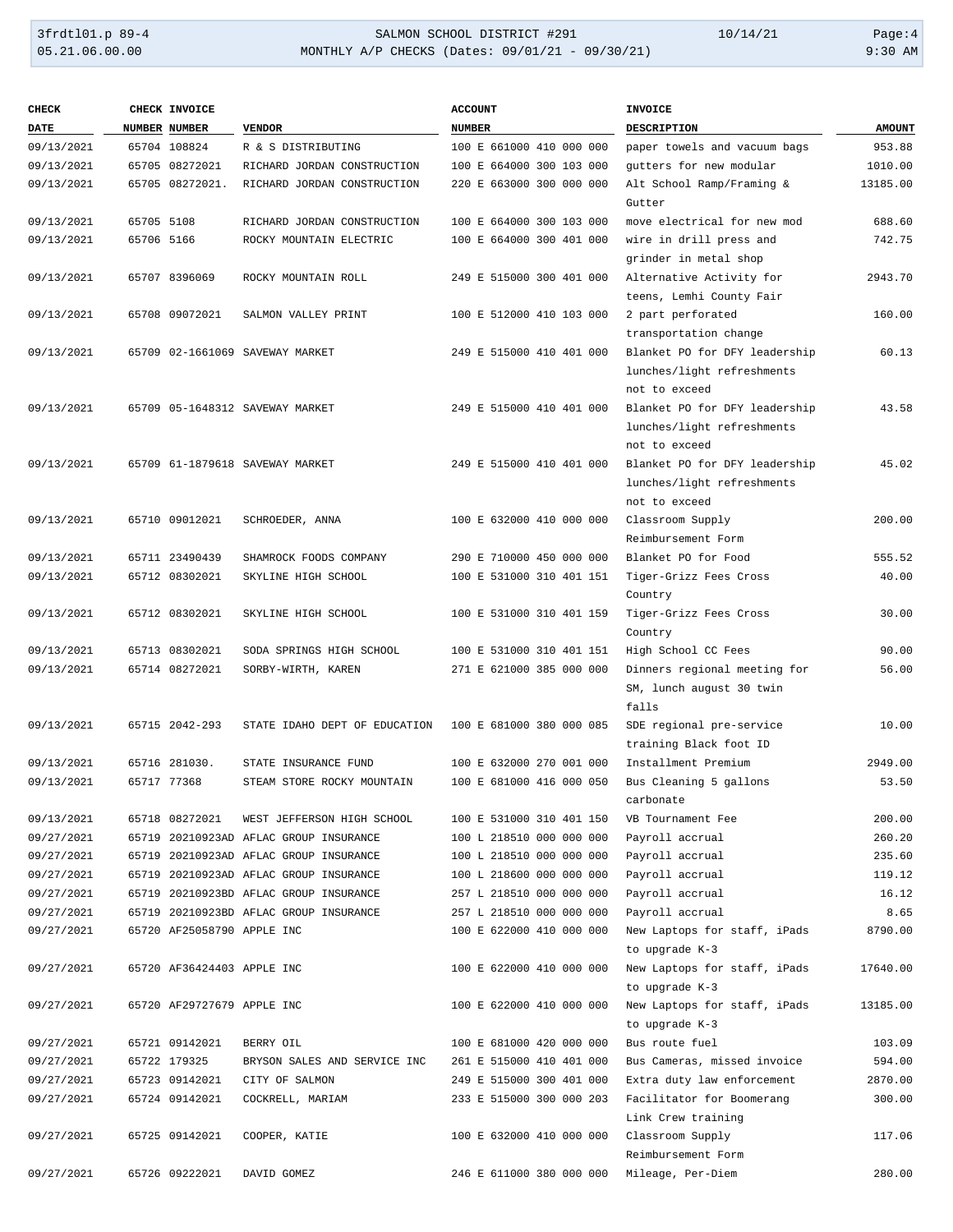| CHECK DATE | CHECK NUMBER | INVOICE NUMBER | VENDOR | ACCOUNT NUMBER | INVOICE DESCRIPTION | AMOUNT |
|---|---|---|---|---|---|---|
| 09/13/2021 | 65704 | 108824 | R & S DISTRIBUTING | 100 E 661000 410 000 000 | paper towels and vacuum bags | 953.88 |
| 09/13/2021 | 65705 | 08272021 | RICHARD JORDAN CONSTRUCTION | 100 E 664000 300 103 000 | gutters for new modular | 1010.00 |
| 09/13/2021 | 65705 | 08272021. | RICHARD JORDAN CONSTRUCTION | 220 E 663000 300 000 000 | Alt School Ramp/Framing & Gutter | 13185.00 |
| 09/13/2021 | 65705 | 5108 | RICHARD JORDAN CONSTRUCTION | 100 E 664000 300 103 000 | move electrical for new mod | 688.60 |
| 09/13/2021 | 65706 | 5166 | ROCKY MOUNTAIN ELECTRIC | 100 E 664000 300 401 000 | wire in drill press and grinder in metal shop | 742.75 |
| 09/13/2021 | 65707 | 8396069 | ROCKY MOUNTAIN ROLL | 249 E 515000 300 401 000 | Alternative Activity for teens, Lemhi County Fair | 2943.70 |
| 09/13/2021 | 65708 | 09072021 | SALMON VALLEY PRINT | 100 E 512000 410 103 000 | 2 part perforated transportation change | 160.00 |
| 09/13/2021 | 65709 | 02-1661069 | SAVEWAY MARKET | 249 E 515000 410 401 000 | Blanket PO for DFY leadership lunches/light refreshments not to exceed | 60.13 |
| 09/13/2021 | 65709 | 05-1648312 | SAVEWAY MARKET | 249 E 515000 410 401 000 | Blanket PO for DFY leadership lunches/light refreshments not to exceed | 43.58 |
| 09/13/2021 | 65709 | 61-1879618 | SAVEWAY MARKET | 249 E 515000 410 401 000 | Blanket PO for DFY leadership lunches/light refreshments not to exceed | 45.02 |
| 09/13/2021 | 65710 | 09012021 | SCHROEDER, ANNA | 100 E 632000 410 000 000 | Classroom Supply Reimbursement Form | 200.00 |
| 09/13/2021 | 65711 | 23490439 | SHAMROCK FOODS COMPANY | 290 E 710000 450 000 000 | Blanket PO for Food | 555.52 |
| 09/13/2021 | 65712 | 08302021 | SKYLINE HIGH SCHOOL | 100 E 531000 310 401 151 | Tiger-Grizz Fees Cross Country | 40.00 |
| 09/13/2021 | 65712 | 08302021 | SKYLINE HIGH SCHOOL | 100 E 531000 310 401 159 | Tiger-Grizz Fees Cross Country | 30.00 |
| 09/13/2021 | 65713 | 08302021 | SODA SPRINGS HIGH SCHOOL | 100 E 531000 310 401 151 | High School CC Fees | 90.00 |
| 09/13/2021 | 65714 | 08272021 | SORBY-WIRTH, KAREN | 271 E 621000 385 000 000 | Dinners regional meeting for SM, lunch august 30 twin falls | 56.00 |
| 09/13/2021 | 65715 | 2042-293 | STATE IDAHO DEPT OF EDUCATION | 100 E 681000 380 000 085 | SDE regional pre-service training Black foot ID | 10.00 |
| 09/13/2021 | 65716 | 281030. | STATE INSURANCE FUND | 100 E 632000 270 001 000 | Installment Premium | 2949.00 |
| 09/13/2021 | 65717 | 77368 | STEAM STORE ROCKY MOUNTAIN | 100 E 681000 416 000 050 | Bus Cleaning 5 gallons carbonate | 53.50 |
| 09/13/2021 | 65718 | 08272021 | WEST JEFFERSON HIGH SCHOOL | 100 E 531000 310 401 150 | VB Tournament Fee | 200.00 |
| 09/27/2021 | 65719 | 20210923AD | AFLAC GROUP INSURANCE | 100 L 218510 000 000 000 | Payroll accrual | 260.20 |
| 09/27/2021 | 65719 | 20210923AD | AFLAC GROUP INSURANCE | 100 L 218510 000 000 000 | Payroll accrual | 235.60 |
| 09/27/2021 | 65719 | 20210923AD | AFLAC GROUP INSURANCE | 100 L 218600 000 000 000 | Payroll accrual | 119.12 |
| 09/27/2021 | 65719 | 20210923BD | AFLAC GROUP INSURANCE | 257 L 218510 000 000 000 | Payroll accrual | 16.12 |
| 09/27/2021 | 65719 | 20210923BD | AFLAC GROUP INSURANCE | 257 L 218510 000 000 000 | Payroll accrual | 8.65 |
| 09/27/2021 | 65720 | AF25058790 | APPLE INC | 100 E 622000 410 000 000 | New Laptops for staff, iPads to upgrade K-3 | 8790.00 |
| 09/27/2021 | 65720 | AF36424403 | APPLE INC | 100 E 622000 410 000 000 | New Laptops for staff, iPads to upgrade K-3 | 17640.00 |
| 09/27/2021 | 65720 | AF29727679 | APPLE INC | 100 E 622000 410 000 000 | New Laptops for staff, iPads to upgrade K-3 | 13185.00 |
| 09/27/2021 | 65721 | 09142021 | BERRY OIL | 100 E 681000 420 000 000 | Bus route fuel | 103.09 |
| 09/27/2021 | 65722 | 179325 | BRYSON SALES AND SERVICE INC | 261 E 515000 410 401 000 | Bus Cameras, missed invoice | 594.00 |
| 09/27/2021 | 65723 | 09142021 | CITY OF SALMON | 249 E 515000 300 401 000 | Extra duty law enforcement | 2870.00 |
| 09/27/2021 | 65724 | 09142021 | COCKRELL, MARIAM | 233 E 515000 300 000 203 | Facilitator for Boomerang Link Crew training | 300.00 |
| 09/27/2021 | 65725 | 09142021 | COOPER, KATIE | 100 E 632000 410 000 000 | Classroom Supply Reimbursement Form | 117.06 |
| 09/27/2021 | 65726 | 09222021 | DAVID GOMEZ | 246 E 611000 380 000 000 | Mileage, Per-Diem | 280.00 |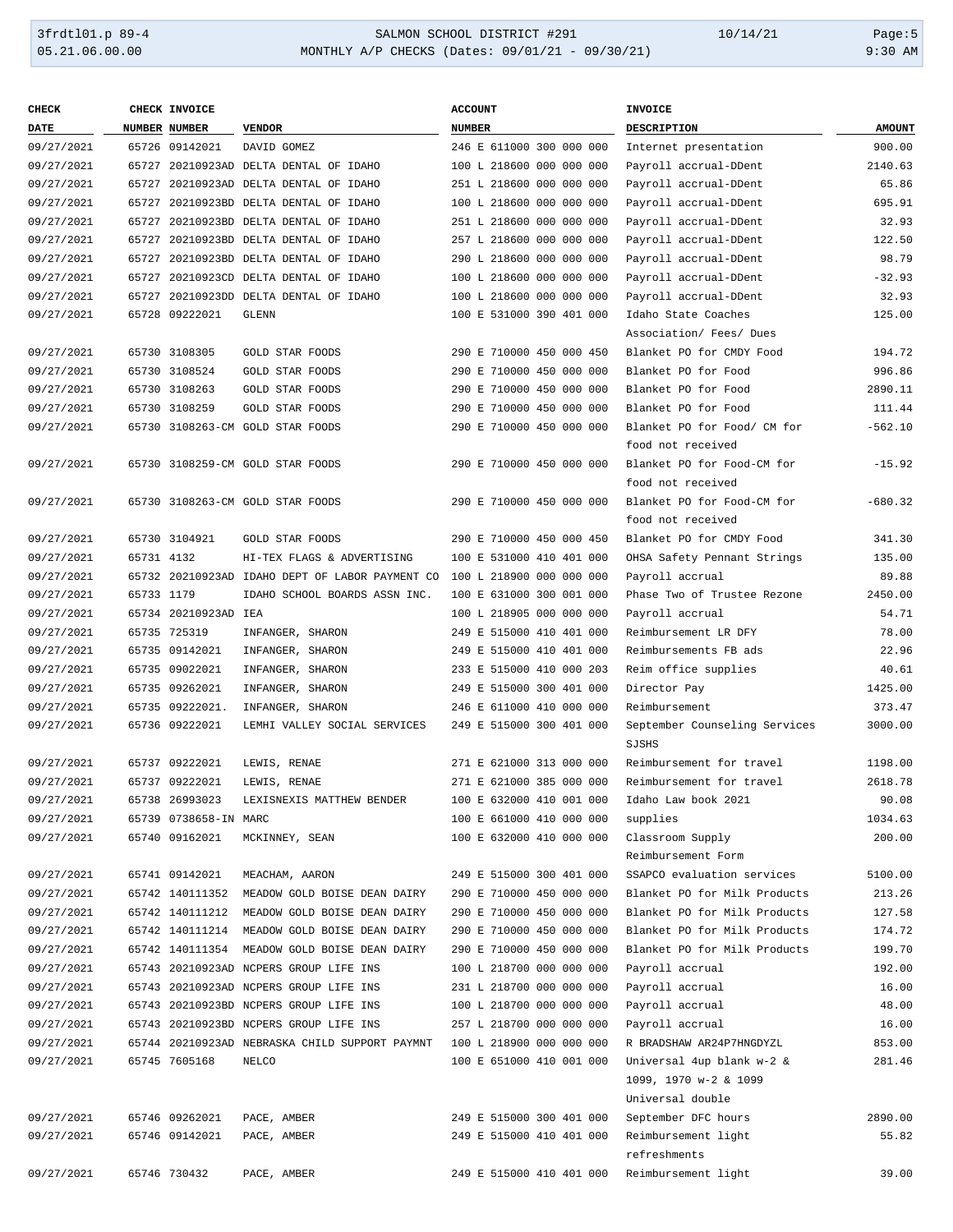| CHECK DATE | CHECK NUMBER | INVOICE NUMBER | VENDOR | ACCOUNT NUMBER | INVOICE DESCRIPTION | AMOUNT |
|---|---|---|---|---|---|---|
| 09/27/2021 | 65726 | 09142021 | DAVID GOMEZ | 246 E 611000 300 000 000 | Internet presentation | 900.00 |
| 09/27/2021 | 65727 | 20210923AD | DELTA DENTAL OF IDAHO | 100 L 218600 000 000 000 | Payroll accrual-DDent | 2140.63 |
| 09/27/2021 | 65727 | 20210923AD | DELTA DENTAL OF IDAHO | 251 L 218600 000 000 000 | Payroll accrual-DDent | 65.86 |
| 09/27/2021 | 65727 | 20210923BD | DELTA DENTAL OF IDAHO | 100 L 218600 000 000 000 | Payroll accrual-DDent | 695.91 |
| 09/27/2021 | 65727 | 20210923BD | DELTA DENTAL OF IDAHO | 251 L 218600 000 000 000 | Payroll accrual-DDent | 32.93 |
| 09/27/2021 | 65727 | 20210923BD | DELTA DENTAL OF IDAHO | 257 L 218600 000 000 000 | Payroll accrual-DDent | 122.50 |
| 09/27/2021 | 65727 | 20210923BD | DELTA DENTAL OF IDAHO | 290 L 218600 000 000 000 | Payroll accrual-DDent | 98.79 |
| 09/27/2021 | 65727 | 20210923CD | DELTA DENTAL OF IDAHO | 100 L 218600 000 000 000 | Payroll accrual-DDent | -32.93 |
| 09/27/2021 | 65727 | 20210923DD | DELTA DENTAL OF IDAHO | 100 L 218600 000 000 000 | Payroll accrual-DDent | 32.93 |
| 09/27/2021 | 65728 | 09222021 | GLENN | 100 E 531000 390 401 000 | Idaho State Coaches Association/ Fees/ Dues | 125.00 |
| 09/27/2021 | 65730 | 3108305 | GOLD STAR FOODS | 290 E 710000 450 000 450 | Blanket PO for CMDY Food | 194.72 |
| 09/27/2021 | 65730 | 3108524 | GOLD STAR FOODS | 290 E 710000 450 000 000 | Blanket PO for Food | 996.86 |
| 09/27/2021 | 65730 | 3108263 | GOLD STAR FOODS | 290 E 710000 450 000 000 | Blanket PO for Food | 2890.11 |
| 09/27/2021 | 65730 | 3108259 | GOLD STAR FOODS | 290 E 710000 450 000 000 | Blanket PO for Food | 111.44 |
| 09/27/2021 | 65730 | 3108263-CM | GOLD STAR FOODS | 290 E 710000 450 000 000 | Blanket PO for Food/ CM for food not received | -562.10 |
| 09/27/2021 | 65730 | 3108259-CM | GOLD STAR FOODS | 290 E 710000 450 000 000 | Blanket PO for Food-CM for food not received | -15.92 |
| 09/27/2021 | 65730 | 3108263-CM | GOLD STAR FOODS | 290 E 710000 450 000 000 | Blanket PO for Food-CM for food not received | -680.32 |
| 09/27/2021 | 65730 | 3104921 | GOLD STAR FOODS | 290 E 710000 450 000 450 | Blanket PO for CMDY Food | 341.30 |
| 09/27/2021 | 65731 | 4132 | HI-TEX FLAGS & ADVERTISING | 100 E 531000 410 401 000 | OHSA Safety Pennant Strings | 135.00 |
| 09/27/2021 | 65732 | 20210923AD | IDAHO DEPT OF LABOR PAYMENT CO | 100 L 218900 000 000 000 | Payroll accrual | 89.88 |
| 09/27/2021 | 65733 | 1179 | IDAHO SCHOOL BOARDS ASSN INC. | 100 E 631000 300 001 000 | Phase Two of Trustee Rezone | 2450.00 |
| 09/27/2021 | 65734 | 20210923AD | IEA | 100 L 218905 000 000 000 | Payroll accrual | 54.71 |
| 09/27/2021 | 65735 | 725319 | INFANGER, SHARON | 249 E 515000 410 401 000 | Reimbursement LR DFY | 78.00 |
| 09/27/2021 | 65735 | 09142021 | INFANGER, SHARON | 249 E 515000 410 401 000 | Reimbursements FB ads | 22.96 |
| 09/27/2021 | 65735 | 09022021 | INFANGER, SHARON | 233 E 515000 410 000 203 | Reim office supplies | 40.61 |
| 09/27/2021 | 65735 | 09262021 | INFANGER, SHARON | 249 E 515000 300 401 000 | Director Pay | 1425.00 |
| 09/27/2021 | 65735 | 09222021. | INFANGER, SHARON | 246 E 611000 410 000 000 | Reimbursement | 373.47 |
| 09/27/2021 | 65736 | 09222021 | LEMHI VALLEY SOCIAL SERVICES | 249 E 515000 300 401 000 | September Counseling Services SJSHS | 3000.00 |
| 09/27/2021 | 65737 | 09222021 | LEWIS, RENAE | 271 E 621000 313 000 000 | Reimbursement for travel | 1198.00 |
| 09/27/2021 | 65737 | 09222021 | LEWIS, RENAE | 271 E 621000 385 000 000 | Reimbursement for travel | 2618.78 |
| 09/27/2021 | 65738 | 26993023 | LEXISNEXIS MATTHEW BENDER | 100 E 632000 410 001 000 | Idaho Law book 2021 | 90.08 |
| 09/27/2021 | 65739 | 0738658-IN | MARC | 100 E 661000 410 000 000 | supplies | 1034.63 |
| 09/27/2021 | 65740 | 09162021 | MCKINNEY, SEAN | 100 E 632000 410 000 000 | Classroom Supply Reimbursement Form | 200.00 |
| 09/27/2021 | 65741 | 09142021 | MEACHAM, AARON | 249 E 515000 300 401 000 | SSAPCO evaluation services | 5100.00 |
| 09/27/2021 | 65742 | 140111352 | MEADOW GOLD BOISE DEAN DAIRY | 290 E 710000 450 000 000 | Blanket PO for Milk Products | 213.26 |
| 09/27/2021 | 65742 | 140111212 | MEADOW GOLD BOISE DEAN DAIRY | 290 E 710000 450 000 000 | Blanket PO for Milk Products | 127.58 |
| 09/27/2021 | 65742 | 140111214 | MEADOW GOLD BOISE DEAN DAIRY | 290 E 710000 450 000 000 | Blanket PO for Milk Products | 174.72 |
| 09/27/2021 | 65742 | 140111354 | MEADOW GOLD BOISE DEAN DAIRY | 290 E 710000 450 000 000 | Blanket PO for Milk Products | 199.70 |
| 09/27/2021 | 65743 | 20210923AD | NCPERS GROUP LIFE INS | 100 L 218700 000 000 000 | Payroll accrual | 192.00 |
| 09/27/2021 | 65743 | 20210923AD | NCPERS GROUP LIFE INS | 231 L 218700 000 000 000 | Payroll accrual | 16.00 |
| 09/27/2021 | 65743 | 20210923BD | NCPERS GROUP LIFE INS | 100 L 218700 000 000 000 | Payroll accrual | 48.00 |
| 09/27/2021 | 65743 | 20210923BD | NCPERS GROUP LIFE INS | 257 L 218700 000 000 000 | Payroll accrual | 16.00 |
| 09/27/2021 | 65744 | 20210923AD | NEBRASKA CHILD SUPPORT PAYMNT | 100 L 218900 000 000 000 | R BRADSHAW AR24P7HNGDYZL | 853.00 |
| 09/27/2021 | 65745 | 7605168 | NELCO | 100 E 651000 410 001 000 | Universal 4up blank w-2 & 1099, 1970 w-2 & 1099 Universal double | 281.46 |
| 09/27/2021 | 65746 | 09262021 | PACE, AMBER | 249 E 515000 300 401 000 | September DFC hours | 2890.00 |
| 09/27/2021 | 65746 | 09142021 | PACE, AMBER | 249 E 515000 410 401 000 | Reimbursement light refreshments | 55.82 |
| 09/27/2021 | 65746 | 730432 | PACE, AMBER | 249 E 515000 410 401 000 | Reimbursement light | 39.00 |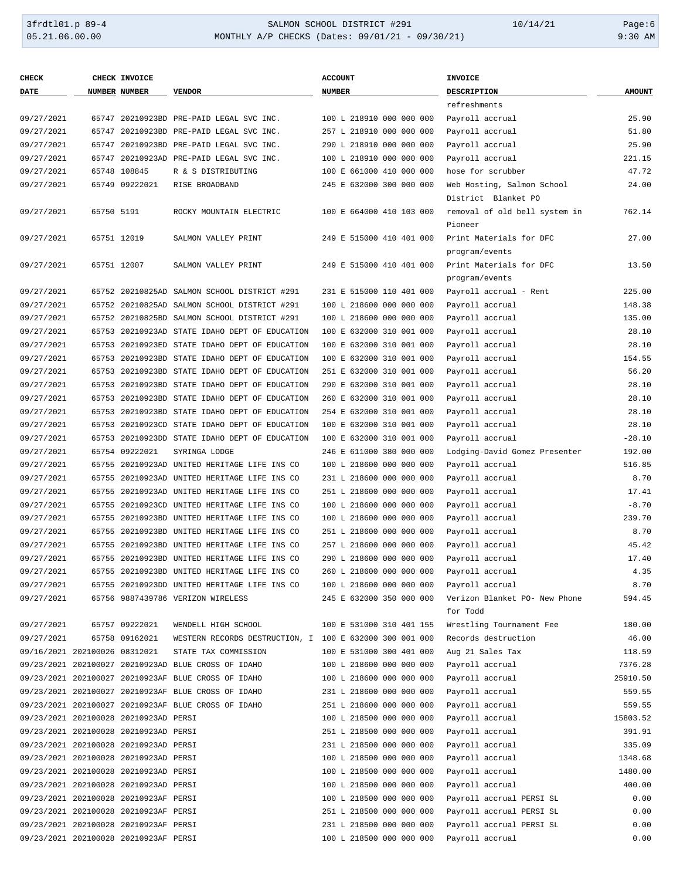| CHECK DATE | CHECK NUMBER | INVOICE NUMBER | VENDOR | ACCOUNT NUMBER | INVOICE DESCRIPTION | AMOUNT |
|---|---|---|---|---|---|---|
| | | | | | refreshments | |
| 09/27/2021 | 65747 | 20210923BD | PRE-PAID LEGAL SVC INC. | 100 L 218910 000 000 000 | Payroll accrual | 25.90 |
| 09/27/2021 | 65747 | 20210923BD | PRE-PAID LEGAL SVC INC. | 257 L 218910 000 000 000 | Payroll accrual | 51.80 |
| 09/27/2021 | 65747 | 20210923BD | PRE-PAID LEGAL SVC INC. | 290 L 218910 000 000 000 | Payroll accrual | 25.90 |
| 09/27/2021 | 65747 | 20210923AD | PRE-PAID LEGAL SVC INC. | 100 L 218910 000 000 000 | Payroll accrual | 221.15 |
| 09/27/2021 | 65748 | 108845 | R & S DISTRIBUTING | 100 E 661000 410 000 000 | hose for scrubber | 47.72 |
| 09/27/2021 | 65749 | 09222021 | RISE BROADBAND | 245 E 632000 300 000 000 | Web Hosting, Salmon School District Blanket PO | 24.00 |
| 09/27/2021 | 65750 | 5191 | ROCKY MOUNTAIN ELECTRIC | 100 E 664000 410 103 000 | removal of old bell system in Pioneer | 762.14 |
| 09/27/2021 | 65751 | 12019 | SALMON VALLEY PRINT | 249 E 515000 410 401 000 | Print Materials for DFC program/events | 27.00 |
| 09/27/2021 | 65751 | 12007 | SALMON VALLEY PRINT | 249 E 515000 410 401 000 | Print Materials for DFC program/events | 13.50 |
| 09/27/2021 | 65752 | 20210825AD | SALMON SCHOOL DISTRICT #291 | 231 E 515000 110 401 000 | Payroll accrual - Rent | 225.00 |
| 09/27/2021 | 65752 | 20210825AD | SALMON SCHOOL DISTRICT #291 | 100 L 218600 000 000 000 | Payroll accrual | 148.38 |
| 09/27/2021 | 65752 | 20210825BD | SALMON SCHOOL DISTRICT #291 | 100 L 218600 000 000 000 | Payroll accrual | 135.00 |
| 09/27/2021 | 65753 | 20210923AD | STATE IDAHO DEPT OF EDUCATION | 100 E 632000 310 001 000 | Payroll accrual | 28.10 |
| 09/27/2021 | 65753 | 20210923ED | STATE IDAHO DEPT OF EDUCATION | 100 E 632000 310 001 000 | Payroll accrual | 28.10 |
| 09/27/2021 | 65753 | 20210923BD | STATE IDAHO DEPT OF EDUCATION | 100 E 632000 310 001 000 | Payroll accrual | 154.55 |
| 09/27/2021 | 65753 | 20210923BD | STATE IDAHO DEPT OF EDUCATION | 251 E 632000 310 001 000 | Payroll accrual | 56.20 |
| 09/27/2021 | 65753 | 20210923BD | STATE IDAHO DEPT OF EDUCATION | 290 E 632000 310 001 000 | Payroll accrual | 28.10 |
| 09/27/2021 | 65753 | 20210923BD | STATE IDAHO DEPT OF EDUCATION | 260 E 632000 310 001 000 | Payroll accrual | 28.10 |
| 09/27/2021 | 65753 | 20210923BD | STATE IDAHO DEPT OF EDUCATION | 254 E 632000 310 001 000 | Payroll accrual | 28.10 |
| 09/27/2021 | 65753 | 20210923CD | STATE IDAHO DEPT OF EDUCATION | 100 E 632000 310 001 000 | Payroll accrual | 28.10 |
| 09/27/2021 | 65753 | 20210923DD | STATE IDAHO DEPT OF EDUCATION | 100 E 632000 310 001 000 | Payroll accrual | -28.10 |
| 09/27/2021 | 65754 | 09222021 | SYRINGA LODGE | 246 E 611000 380 000 000 | Lodging-David Gomez Presenter | 192.00 |
| 09/27/2021 | 65755 | 20210923AD | UNITED HERITAGE LIFE INS CO | 100 L 218600 000 000 000 | Payroll accrual | 516.85 |
| 09/27/2021 | 65755 | 20210923AD | UNITED HERITAGE LIFE INS CO | 231 L 218600 000 000 000 | Payroll accrual | 8.70 |
| 09/27/2021 | 65755 | 20210923AD | UNITED HERITAGE LIFE INS CO | 251 L 218600 000 000 000 | Payroll accrual | 17.41 |
| 09/27/2021 | 65755 | 20210923CD | UNITED HERITAGE LIFE INS CO | 100 L 218600 000 000 000 | Payroll accrual | -8.70 |
| 09/27/2021 | 65755 | 20210923BD | UNITED HERITAGE LIFE INS CO | 100 L 218600 000 000 000 | Payroll accrual | 239.70 |
| 09/27/2021 | 65755 | 20210923BD | UNITED HERITAGE LIFE INS CO | 251 L 218600 000 000 000 | Payroll accrual | 8.70 |
| 09/27/2021 | 65755 | 20210923BD | UNITED HERITAGE LIFE INS CO | 257 L 218600 000 000 000 | Payroll accrual | 45.42 |
| 09/27/2021 | 65755 | 20210923BD | UNITED HERITAGE LIFE INS CO | 290 L 218600 000 000 000 | Payroll accrual | 17.40 |
| 09/27/2021 | 65755 | 20210923BD | UNITED HERITAGE LIFE INS CO | 260 L 218600 000 000 000 | Payroll accrual | 4.35 |
| 09/27/2021 | 65755 | 20210923DD | UNITED HERITAGE LIFE INS CO | 100 L 218600 000 000 000 | Payroll accrual | 8.70 |
| 09/27/2021 | 65756 | 9887439786 | VERIZON WIRELESS | 245 E 632000 350 000 000 | Verizon Blanket PO- New Phone for Todd | 594.45 |
| 09/27/2021 | 65757 | 09222021 | WENDELL HIGH SCHOOL | 100 E 531000 310 401 155 | Wrestling Tournament Fee | 180.00 |
| 09/27/2021 | 65758 | 09162021 | WESTERN RECORDS DESTRUCTION, I | 100 E 632000 300 001 000 | Records destruction | 46.00 |
| 09/16/2021 | 202100026 | 08312021 | STATE TAX COMMISSION | 100 E 531000 300 401 000 | Aug 21 Sales Tax | 118.59 |
| 09/23/2021 | 202100027 | 20210923AD | BLUE CROSS OF IDAHO | 100 L 218600 000 000 000 | Payroll accrual | 7376.28 |
| 09/23/2021 | 202100027 | 20210923AF | BLUE CROSS OF IDAHO | 100 L 218600 000 000 000 | Payroll accrual | 25910.50 |
| 09/23/2021 | 202100027 | 20210923AF | BLUE CROSS OF IDAHO | 231 L 218600 000 000 000 | Payroll accrual | 559.55 |
| 09/23/2021 | 202100027 | 20210923AF | BLUE CROSS OF IDAHO | 251 L 218600 000 000 000 | Payroll accrual | 559.55 |
| 09/23/2021 | 202100028 | 20210923AD | PERSI | 100 L 218500 000 000 000 | Payroll accrual | 15803.52 |
| 09/23/2021 | 202100028 | 20210923AD | PERSI | 251 L 218500 000 000 000 | Payroll accrual | 391.91 |
| 09/23/2021 | 202100028 | 20210923AD | PERSI | 231 L 218500 000 000 000 | Payroll accrual | 335.09 |
| 09/23/2021 | 202100028 | 20210923AD | PERSI | 100 L 218500 000 000 000 | Payroll accrual | 1348.68 |
| 09/23/2021 | 202100028 | 20210923AD | PERSI | 100 L 218500 000 000 000 | Payroll accrual | 1480.00 |
| 09/23/2021 | 202100028 | 20210923AD | PERSI | 100 L 218500 000 000 000 | Payroll accrual | 400.00 |
| 09/23/2021 | 202100028 | 20210923AF | PERSI | 100 L 218500 000 000 000 | Payroll accrual PERSI SL | 0.00 |
| 09/23/2021 | 202100028 | 20210923AF | PERSI | 251 L 218500 000 000 000 | Payroll accrual PERSI SL | 0.00 |
| 09/23/2021 | 202100028 | 20210923AF | PERSI | 231 L 218500 000 000 000 | Payroll accrual PERSI SL | 0.00 |
| 09/23/2021 | 202100028 | 20210923AF | PERSI | 100 L 218500 000 000 000 | Payroll accrual | 0.00 |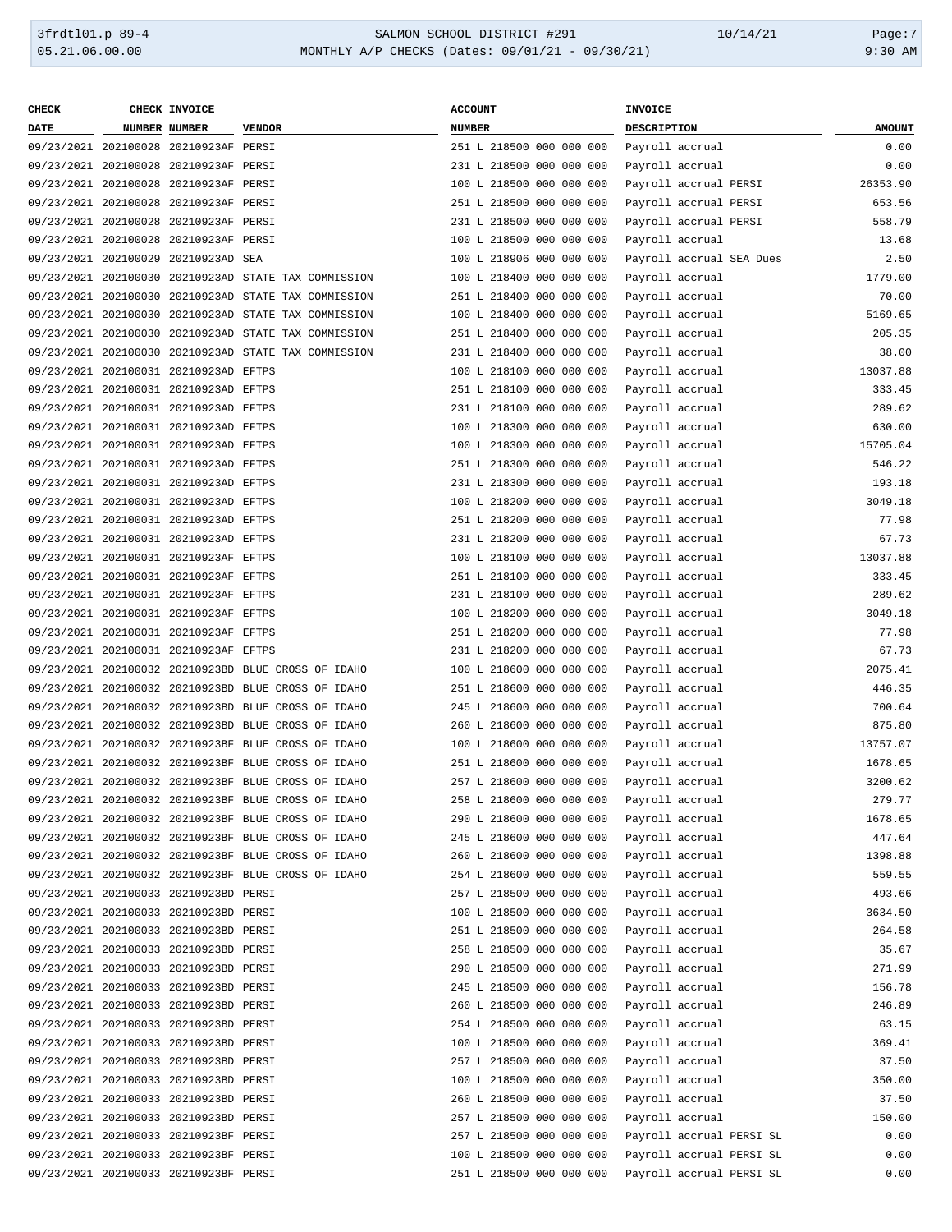| CHECK DATE | CHECK NUMBER | INVOICE NUMBER | VENDOR | ACCOUNT NUMBER | INVOICE DESCRIPTION | AMOUNT |
|---|---|---|---|---|---|---|
| 09/23/2021 | 202100028 | 20210923AF | PERSI | 251 L 218500 000 000 000 | Payroll accrual | 0.00 |
| 09/23/2021 | 202100028 | 20210923AF | PERSI | 231 L 218500 000 000 000 | Payroll accrual | 0.00 |
| 09/23/2021 | 202100028 | 20210923AF | PERSI | 100 L 218500 000 000 000 | Payroll accrual PERSI | 26353.90 |
| 09/23/2021 | 202100028 | 20210923AF | PERSI | 251 L 218500 000 000 000 | Payroll accrual PERSI | 653.56 |
| 09/23/2021 | 202100028 | 20210923AF | PERSI | 231 L 218500 000 000 000 | Payroll accrual PERSI | 558.79 |
| 09/23/2021 | 202100028 | 20210923AF | PERSI | 100 L 218500 000 000 000 | Payroll accrual | 13.68 |
| 09/23/2021 | 202100029 | 20210923AD | SEA | 100 L 218906 000 000 000 | Payroll accrual SEA Dues | 2.50 |
| 09/23/2021 | 202100030 | 20210923AD | STATE TAX COMMISSION | 100 L 218400 000 000 000 | Payroll accrual | 1779.00 |
| 09/23/2021 | 202100030 | 20210923AD | STATE TAX COMMISSION | 251 L 218400 000 000 000 | Payroll accrual | 70.00 |
| 09/23/2021 | 202100030 | 20210923AD | STATE TAX COMMISSION | 100 L 218400 000 000 000 | Payroll accrual | 5169.65 |
| 09/23/2021 | 202100030 | 20210923AD | STATE TAX COMMISSION | 251 L 218400 000 000 000 | Payroll accrual | 205.35 |
| 09/23/2021 | 202100030 | 20210923AD | STATE TAX COMMISSION | 231 L 218400 000 000 000 | Payroll accrual | 38.00 |
| 09/23/2021 | 202100031 | 20210923AD | EFTPS | 100 L 218100 000 000 000 | Payroll accrual | 13037.88 |
| 09/23/2021 | 202100031 | 20210923AD | EFTPS | 251 L 218100 000 000 000 | Payroll accrual | 333.45 |
| 09/23/2021 | 202100031 | 20210923AD | EFTPS | 231 L 218100 000 000 000 | Payroll accrual | 289.62 |
| 09/23/2021 | 202100031 | 20210923AD | EFTPS | 100 L 218300 000 000 000 | Payroll accrual | 630.00 |
| 09/23/2021 | 202100031 | 20210923AD | EFTPS | 100 L 218300 000 000 000 | Payroll accrual | 15705.04 |
| 09/23/2021 | 202100031 | 20210923AD | EFTPS | 251 L 218300 000 000 000 | Payroll accrual | 546.22 |
| 09/23/2021 | 202100031 | 20210923AD | EFTPS | 231 L 218300 000 000 000 | Payroll accrual | 193.18 |
| 09/23/2021 | 202100031 | 20210923AD | EFTPS | 100 L 218200 000 000 000 | Payroll accrual | 3049.18 |
| 09/23/2021 | 202100031 | 20210923AD | EFTPS | 251 L 218200 000 000 000 | Payroll accrual | 77.98 |
| 09/23/2021 | 202100031 | 20210923AD | EFTPS | 231 L 218200 000 000 000 | Payroll accrual | 67.73 |
| 09/23/2021 | 202100031 | 20210923AF | EFTPS | 100 L 218100 000 000 000 | Payroll accrual | 13037.88 |
| 09/23/2021 | 202100031 | 20210923AF | EFTPS | 251 L 218100 000 000 000 | Payroll accrual | 333.45 |
| 09/23/2021 | 202100031 | 20210923AF | EFTPS | 231 L 218100 000 000 000 | Payroll accrual | 289.62 |
| 09/23/2021 | 202100031 | 20210923AF | EFTPS | 100 L 218200 000 000 000 | Payroll accrual | 3049.18 |
| 09/23/2021 | 202100031 | 20210923AF | EFTPS | 251 L 218200 000 000 000 | Payroll accrual | 77.98 |
| 09/23/2021 | 202100031 | 20210923AF | EFTPS | 231 L 218200 000 000 000 | Payroll accrual | 67.73 |
| 09/23/2021 | 202100032 | 20210923BD | BLUE CROSS OF IDAHO | 100 L 218600 000 000 000 | Payroll accrual | 2075.41 |
| 09/23/2021 | 202100032 | 20210923BD | BLUE CROSS OF IDAHO | 251 L 218600 000 000 000 | Payroll accrual | 446.35 |
| 09/23/2021 | 202100032 | 20210923BD | BLUE CROSS OF IDAHO | 245 L 218600 000 000 000 | Payroll accrual | 700.64 |
| 09/23/2021 | 202100032 | 20210923BD | BLUE CROSS OF IDAHO | 260 L 218600 000 000 000 | Payroll accrual | 875.80 |
| 09/23/2021 | 202100032 | 20210923BF | BLUE CROSS OF IDAHO | 100 L 218600 000 000 000 | Payroll accrual | 13757.07 |
| 09/23/2021 | 202100032 | 20210923BF | BLUE CROSS OF IDAHO | 251 L 218600 000 000 000 | Payroll accrual | 1678.65 |
| 09/23/2021 | 202100032 | 20210923BF | BLUE CROSS OF IDAHO | 257 L 218600 000 000 000 | Payroll accrual | 3200.62 |
| 09/23/2021 | 202100032 | 20210923BF | BLUE CROSS OF IDAHO | 258 L 218600 000 000 000 | Payroll accrual | 279.77 |
| 09/23/2021 | 202100032 | 20210923BF | BLUE CROSS OF IDAHO | 290 L 218600 000 000 000 | Payroll accrual | 1678.65 |
| 09/23/2021 | 202100032 | 20210923BF | BLUE CROSS OF IDAHO | 245 L 218600 000 000 000 | Payroll accrual | 447.64 |
| 09/23/2021 | 202100032 | 20210923BF | BLUE CROSS OF IDAHO | 260 L 218600 000 000 000 | Payroll accrual | 1398.88 |
| 09/23/2021 | 202100032 | 20210923BF | BLUE CROSS OF IDAHO | 254 L 218600 000 000 000 | Payroll accrual | 559.55 |
| 09/23/2021 | 202100033 | 20210923BD | PERSI | 257 L 218500 000 000 000 | Payroll accrual | 493.66 |
| 09/23/2021 | 202100033 | 20210923BD | PERSI | 100 L 218500 000 000 000 | Payroll accrual | 3634.50 |
| 09/23/2021 | 202100033 | 20210923BD | PERSI | 251 L 218500 000 000 000 | Payroll accrual | 264.58 |
| 09/23/2021 | 202100033 | 20210923BD | PERSI | 258 L 218500 000 000 000 | Payroll accrual | 35.67 |
| 09/23/2021 | 202100033 | 20210923BD | PERSI | 290 L 218500 000 000 000 | Payroll accrual | 271.99 |
| 09/23/2021 | 202100033 | 20210923BD | PERSI | 245 L 218500 000 000 000 | Payroll accrual | 156.78 |
| 09/23/2021 | 202100033 | 20210923BD | PERSI | 260 L 218500 000 000 000 | Payroll accrual | 246.89 |
| 09/23/2021 | 202100033 | 20210923BD | PERSI | 254 L 218500 000 000 000 | Payroll accrual | 63.15 |
| 09/23/2021 | 202100033 | 20210923BD | PERSI | 100 L 218500 000 000 000 | Payroll accrual | 369.41 |
| 09/23/2021 | 202100033 | 20210923BD | PERSI | 257 L 218500 000 000 000 | Payroll accrual | 37.50 |
| 09/23/2021 | 202100033 | 20210923BD | PERSI | 100 L 218500 000 000 000 | Payroll accrual | 350.00 |
| 09/23/2021 | 202100033 | 20210923BD | PERSI | 260 L 218500 000 000 000 | Payroll accrual | 37.50 |
| 09/23/2021 | 202100033 | 20210923BD | PERSI | 257 L 218500 000 000 000 | Payroll accrual | 150.00 |
| 09/23/2021 | 202100033 | 20210923BF | PERSI | 257 L 218500 000 000 000 | Payroll accrual PERSI SL | 0.00 |
| 09/23/2021 | 202100033 | 20210923BF | PERSI | 100 L 218500 000 000 000 | Payroll accrual PERSI SL | 0.00 |
| 09/23/2021 | 202100033 | 20210923BF | PERSI | 251 L 218500 000 000 000 | Payroll accrual PERSI SL | 0.00 |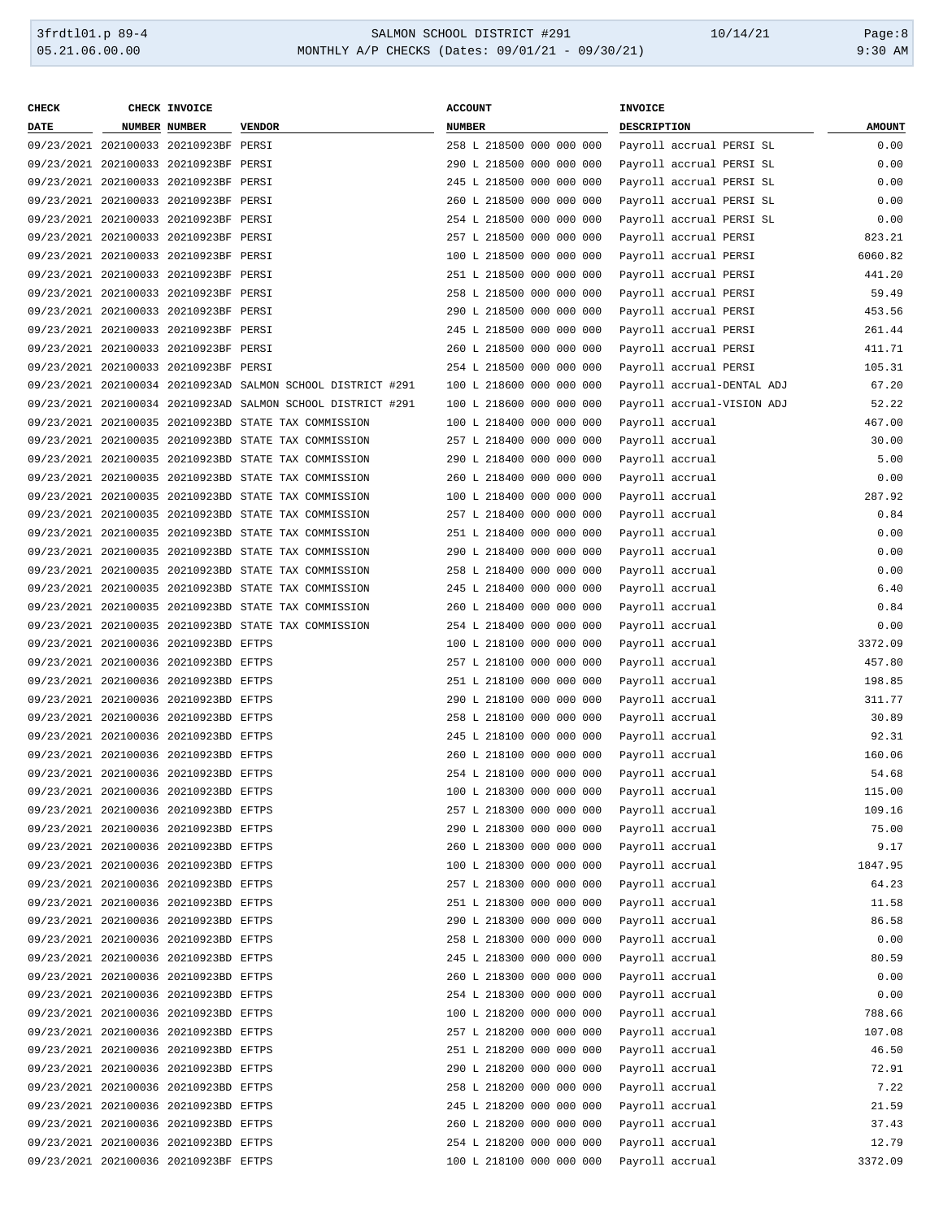| CHECK DATE | CHECK NUMBER | INVOICE NUMBER | VENDOR | ACCOUNT NUMBER | INVOICE DESCRIPTION | AMOUNT |
|---|---|---|---|---|---|---|
| 09/23/2021 | 202100033 | 20210923BF | PERSI | 258 L 218500 000 000 000 | Payroll accrual PERSI SL | 0.00 |
| 09/23/2021 | 202100033 | 20210923BF | PERSI | 290 L 218500 000 000 000 | Payroll accrual PERSI SL | 0.00 |
| 09/23/2021 | 202100033 | 20210923BF | PERSI | 245 L 218500 000 000 000 | Payroll accrual PERSI SL | 0.00 |
| 09/23/2021 | 202100033 | 20210923BF | PERSI | 260 L 218500 000 000 000 | Payroll accrual PERSI SL | 0.00 |
| 09/23/2021 | 202100033 | 20210923BF | PERSI | 254 L 218500 000 000 000 | Payroll accrual PERSI SL | 0.00 |
| 09/23/2021 | 202100033 | 20210923BF | PERSI | 257 L 218500 000 000 000 | Payroll accrual PERSI | 823.21 |
| 09/23/2021 | 202100033 | 20210923BF | PERSI | 100 L 218500 000 000 000 | Payroll accrual PERSI | 6060.82 |
| 09/23/2021 | 202100033 | 20210923BF | PERSI | 251 L 218500 000 000 000 | Payroll accrual PERSI | 441.20 |
| 09/23/2021 | 202100033 | 20210923BF | PERSI | 258 L 218500 000 000 000 | Payroll accrual PERSI | 59.49 |
| 09/23/2021 | 202100033 | 20210923BF | PERSI | 290 L 218500 000 000 000 | Payroll accrual PERSI | 453.56 |
| 09/23/2021 | 202100033 | 20210923BF | PERSI | 245 L 218500 000 000 000 | Payroll accrual PERSI | 261.44 |
| 09/23/2021 | 202100033 | 20210923BF | PERSI | 260 L 218500 000 000 000 | Payroll accrual PERSI | 411.71 |
| 09/23/2021 | 202100033 | 20210923BF | PERSI | 254 L 218500 000 000 000 | Payroll accrual PERSI | 105.31 |
| 09/23/2021 | 202100034 | 20210923AD | SALMON SCHOOL DISTRICT #291 | 100 L 218600 000 000 000 | Payroll accrual-DENTAL ADJ | 67.20 |
| 09/23/2021 | 202100034 | 20210923AD | SALMON SCHOOL DISTRICT #291 | 100 L 218600 000 000 000 | Payroll accrual-VISION ADJ | 52.22 |
| 09/23/2021 | 202100035 | 20210923BD | STATE TAX COMMISSION | 100 L 218400 000 000 000 | Payroll accrual | 467.00 |
| 09/23/2021 | 202100035 | 20210923BD | STATE TAX COMMISSION | 257 L 218400 000 000 000 | Payroll accrual | 30.00 |
| 09/23/2021 | 202100035 | 20210923BD | STATE TAX COMMISSION | 290 L 218400 000 000 000 | Payroll accrual | 5.00 |
| 09/23/2021 | 202100035 | 20210923BD | STATE TAX COMMISSION | 260 L 218400 000 000 000 | Payroll accrual | 0.00 |
| 09/23/2021 | 202100035 | 20210923BD | STATE TAX COMMISSION | 100 L 218400 000 000 000 | Payroll accrual | 287.92 |
| 09/23/2021 | 202100035 | 20210923BD | STATE TAX COMMISSION | 257 L 218400 000 000 000 | Payroll accrual | 0.84 |
| 09/23/2021 | 202100035 | 20210923BD | STATE TAX COMMISSION | 251 L 218400 000 000 000 | Payroll accrual | 0.00 |
| 09/23/2021 | 202100035 | 20210923BD | STATE TAX COMMISSION | 290 L 218400 000 000 000 | Payroll accrual | 0.00 |
| 09/23/2021 | 202100035 | 20210923BD | STATE TAX COMMISSION | 258 L 218400 000 000 000 | Payroll accrual | 0.00 |
| 09/23/2021 | 202100035 | 20210923BD | STATE TAX COMMISSION | 245 L 218400 000 000 000 | Payroll accrual | 6.40 |
| 09/23/2021 | 202100035 | 20210923BD | STATE TAX COMMISSION | 260 L 218400 000 000 000 | Payroll accrual | 0.84 |
| 09/23/2021 | 202100035 | 20210923BD | STATE TAX COMMISSION | 254 L 218400 000 000 000 | Payroll accrual | 0.00 |
| 09/23/2021 | 202100036 | 20210923BD | EFTPS | 100 L 218100 000 000 000 | Payroll accrual | 3372.09 |
| 09/23/2021 | 202100036 | 20210923BD | EFTPS | 257 L 218100 000 000 000 | Payroll accrual | 457.80 |
| 09/23/2021 | 202100036 | 20210923BD | EFTPS | 251 L 218100 000 000 000 | Payroll accrual | 198.85 |
| 09/23/2021 | 202100036 | 20210923BD | EFTPS | 290 L 218100 000 000 000 | Payroll accrual | 311.77 |
| 09/23/2021 | 202100036 | 20210923BD | EFTPS | 258 L 218100 000 000 000 | Payroll accrual | 30.89 |
| 09/23/2021 | 202100036 | 20210923BD | EFTPS | 245 L 218100 000 000 000 | Payroll accrual | 92.31 |
| 09/23/2021 | 202100036 | 20210923BD | EFTPS | 260 L 218100 000 000 000 | Payroll accrual | 160.06 |
| 09/23/2021 | 202100036 | 20210923BD | EFTPS | 254 L 218100 000 000 000 | Payroll accrual | 54.68 |
| 09/23/2021 | 202100036 | 20210923BD | EFTPS | 100 L 218300 000 000 000 | Payroll accrual | 115.00 |
| 09/23/2021 | 202100036 | 20210923BD | EFTPS | 257 L 218300 000 000 000 | Payroll accrual | 109.16 |
| 09/23/2021 | 202100036 | 20210923BD | EFTPS | 290 L 218300 000 000 000 | Payroll accrual | 75.00 |
| 09/23/2021 | 202100036 | 20210923BD | EFTPS | 260 L 218300 000 000 000 | Payroll accrual | 9.17 |
| 09/23/2021 | 202100036 | 20210923BD | EFTPS | 100 L 218300 000 000 000 | Payroll accrual | 1847.95 |
| 09/23/2021 | 202100036 | 20210923BD | EFTPS | 257 L 218300 000 000 000 | Payroll accrual | 64.23 |
| 09/23/2021 | 202100036 | 20210923BD | EFTPS | 251 L 218300 000 000 000 | Payroll accrual | 11.58 |
| 09/23/2021 | 202100036 | 20210923BD | EFTPS | 290 L 218300 000 000 000 | Payroll accrual | 86.58 |
| 09/23/2021 | 202100036 | 20210923BD | EFTPS | 258 L 218300 000 000 000 | Payroll accrual | 0.00 |
| 09/23/2021 | 202100036 | 20210923BD | EFTPS | 245 L 218300 000 000 000 | Payroll accrual | 80.59 |
| 09/23/2021 | 202100036 | 20210923BD | EFTPS | 260 L 218300 000 000 000 | Payroll accrual | 0.00 |
| 09/23/2021 | 202100036 | 20210923BD | EFTPS | 254 L 218300 000 000 000 | Payroll accrual | 0.00 |
| 09/23/2021 | 202100036 | 20210923BD | EFTPS | 100 L 218200 000 000 000 | Payroll accrual | 788.66 |
| 09/23/2021 | 202100036 | 20210923BD | EFTPS | 257 L 218200 000 000 000 | Payroll accrual | 107.08 |
| 09/23/2021 | 202100036 | 20210923BD | EFTPS | 251 L 218200 000 000 000 | Payroll accrual | 46.50 |
| 09/23/2021 | 202100036 | 20210923BD | EFTPS | 290 L 218200 000 000 000 | Payroll accrual | 72.91 |
| 09/23/2021 | 202100036 | 20210923BD | EFTPS | 258 L 218200 000 000 000 | Payroll accrual | 7.22 |
| 09/23/2021 | 202100036 | 20210923BD | EFTPS | 245 L 218200 000 000 000 | Payroll accrual | 21.59 |
| 09/23/2021 | 202100036 | 20210923BD | EFTPS | 260 L 218200 000 000 000 | Payroll accrual | 37.43 |
| 09/23/2021 | 202100036 | 20210923BD | EFTPS | 254 L 218200 000 000 000 | Payroll accrual | 12.79 |
| 09/23/2021 | 202100036 | 20210923BF | EFTPS | 100 L 218100 000 000 000 | Payroll accrual | 3372.09 |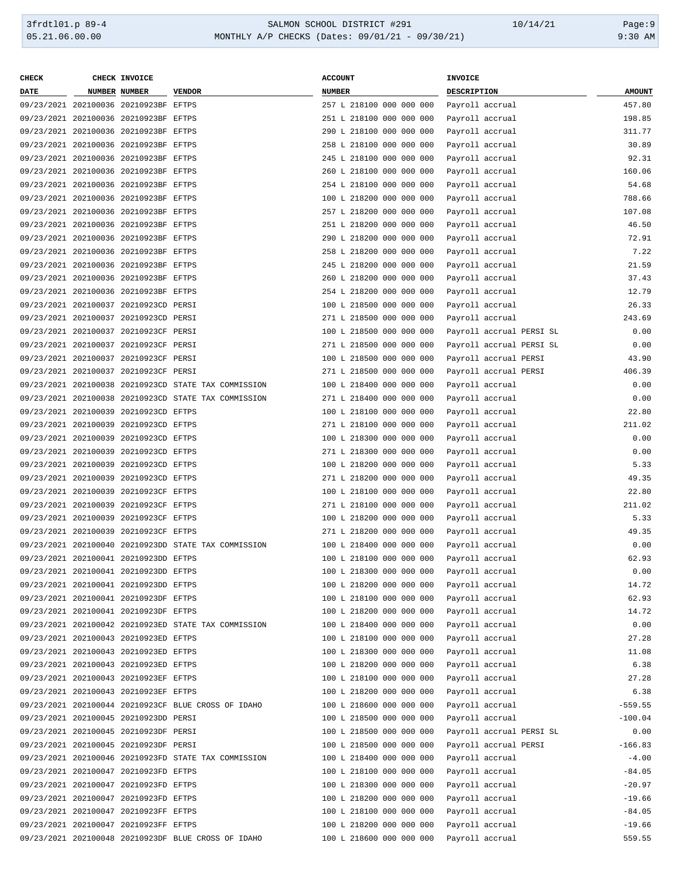| CHECK DATE | CHECK NUMBER | INVOICE NUMBER | VENDOR | ACCOUNT NUMBER | INVOICE DESCRIPTION | AMOUNT |
|---|---|---|---|---|---|---|
| 09/23/2021 | 202100036 | 20210923BF | EFTPS | 257 L 218100 000 000 000 | Payroll accrual | 457.80 |
| 09/23/2021 | 202100036 | 20210923BF | EFTPS | 251 L 218100 000 000 000 | Payroll accrual | 198.85 |
| 09/23/2021 | 202100036 | 20210923BF | EFTPS | 290 L 218100 000 000 000 | Payroll accrual | 311.77 |
| 09/23/2021 | 202100036 | 20210923BF | EFTPS | 258 L 218100 000 000 000 | Payroll accrual | 30.89 |
| 09/23/2021 | 202100036 | 20210923BF | EFTPS | 245 L 218100 000 000 000 | Payroll accrual | 92.31 |
| 09/23/2021 | 202100036 | 20210923BF | EFTPS | 260 L 218100 000 000 000 | Payroll accrual | 160.06 |
| 09/23/2021 | 202100036 | 20210923BF | EFTPS | 254 L 218100 000 000 000 | Payroll accrual | 54.68 |
| 09/23/2021 | 202100036 | 20210923BF | EFTPS | 100 L 218200 000 000 000 | Payroll accrual | 788.66 |
| 09/23/2021 | 202100036 | 20210923BF | EFTPS | 257 L 218200 000 000 000 | Payroll accrual | 107.08 |
| 09/23/2021 | 202100036 | 20210923BF | EFTPS | 251 L 218200 000 000 000 | Payroll accrual | 46.50 |
| 09/23/2021 | 202100036 | 20210923BF | EFTPS | 290 L 218200 000 000 000 | Payroll accrual | 72.91 |
| 09/23/2021 | 202100036 | 20210923BF | EFTPS | 258 L 218200 000 000 000 | Payroll accrual | 7.22 |
| 09/23/2021 | 202100036 | 20210923BF | EFTPS | 245 L 218200 000 000 000 | Payroll accrual | 21.59 |
| 09/23/2021 | 202100036 | 20210923BF | EFTPS | 260 L 218200 000 000 000 | Payroll accrual | 37.43 |
| 09/23/2021 | 202100036 | 20210923BF | EFTPS | 254 L 218200 000 000 000 | Payroll accrual | 12.79 |
| 09/23/2021 | 202100037 | 20210923CD | PERSI | 100 L 218500 000 000 000 | Payroll accrual | 26.33 |
| 09/23/2021 | 202100037 | 20210923CD | PERSI | 271 L 218500 000 000 000 | Payroll accrual | 243.69 |
| 09/23/2021 | 202100037 | 20210923CF | PERSI | 100 L 218500 000 000 000 | Payroll accrual PERSI SL | 0.00 |
| 09/23/2021 | 202100037 | 20210923CF | PERSI | 271 L 218500 000 000 000 | Payroll accrual PERSI SL | 0.00 |
| 09/23/2021 | 202100037 | 20210923CF | PERSI | 100 L 218500 000 000 000 | Payroll accrual PERSI | 43.90 |
| 09/23/2021 | 202100037 | 20210923CF | PERSI | 271 L 218500 000 000 000 | Payroll accrual PERSI | 406.39 |
| 09/23/2021 | 202100038 | 20210923CD | STATE TAX COMMISSION | 100 L 218400 000 000 000 | Payroll accrual | 0.00 |
| 09/23/2021 | 202100038 | 20210923CD | STATE TAX COMMISSION | 271 L 218400 000 000 000 | Payroll accrual | 0.00 |
| 09/23/2021 | 202100039 | 20210923CD | EFTPS | 100 L 218100 000 000 000 | Payroll accrual | 22.80 |
| 09/23/2021 | 202100039 | 20210923CD | EFTPS | 271 L 218100 000 000 000 | Payroll accrual | 211.02 |
| 09/23/2021 | 202100039 | 20210923CD | EFTPS | 100 L 218300 000 000 000 | Payroll accrual | 0.00 |
| 09/23/2021 | 202100039 | 20210923CD | EFTPS | 271 L 218300 000 000 000 | Payroll accrual | 0.00 |
| 09/23/2021 | 202100039 | 20210923CD | EFTPS | 100 L 218200 000 000 000 | Payroll accrual | 5.33 |
| 09/23/2021 | 202100039 | 20210923CD | EFTPS | 271 L 218200 000 000 000 | Payroll accrual | 49.35 |
| 09/23/2021 | 202100039 | 20210923CF | EFTPS | 100 L 218100 000 000 000 | Payroll accrual | 22.80 |
| 09/23/2021 | 202100039 | 20210923CF | EFTPS | 271 L 218100 000 000 000 | Payroll accrual | 211.02 |
| 09/23/2021 | 202100039 | 20210923CF | EFTPS | 100 L 218200 000 000 000 | Payroll accrual | 5.33 |
| 09/23/2021 | 202100039 | 20210923CF | EFTPS | 271 L 218200 000 000 000 | Payroll accrual | 49.35 |
| 09/23/2021 | 202100040 | 20210923DD | STATE TAX COMMISSION | 100 L 218400 000 000 000 | Payroll accrual | 0.00 |
| 09/23/2021 | 202100041 | 20210923DD | EFTPS | 100 L 218100 000 000 000 | Payroll accrual | 62.93 |
| 09/23/2021 | 202100041 | 20210923DD | EFTPS | 100 L 218300 000 000 000 | Payroll accrual | 0.00 |
| 09/23/2021 | 202100041 | 20210923DD | EFTPS | 100 L 218200 000 000 000 | Payroll accrual | 14.72 |
| 09/23/2021 | 202100041 | 20210923DF | EFTPS | 100 L 218100 000 000 000 | Payroll accrual | 62.93 |
| 09/23/2021 | 202100041 | 20210923DF | EFTPS | 100 L 218200 000 000 000 | Payroll accrual | 14.72 |
| 09/23/2021 | 202100042 | 20210923ED | STATE TAX COMMISSION | 100 L 218400 000 000 000 | Payroll accrual | 0.00 |
| 09/23/2021 | 202100043 | 20210923ED | EFTPS | 100 L 218100 000 000 000 | Payroll accrual | 27.28 |
| 09/23/2021 | 202100043 | 20210923ED | EFTPS | 100 L 218300 000 000 000 | Payroll accrual | 11.08 |
| 09/23/2021 | 202100043 | 20210923ED | EFTPS | 100 L 218200 000 000 000 | Payroll accrual | 6.38 |
| 09/23/2021 | 202100043 | 20210923EF | EFTPS | 100 L 218100 000 000 000 | Payroll accrual | 27.28 |
| 09/23/2021 | 202100043 | 20210923EF | EFTPS | 100 L 218200 000 000 000 | Payroll accrual | 6.38 |
| 09/23/2021 | 202100044 | 20210923CF | BLUE CROSS OF IDAHO | 100 L 218600 000 000 000 | Payroll accrual | -559.55 |
| 09/23/2021 | 202100045 | 20210923DD | PERSI | 100 L 218500 000 000 000 | Payroll accrual | -100.04 |
| 09/23/2021 | 202100045 | 20210923DF | PERSI | 100 L 218500 000 000 000 | Payroll accrual PERSI SL | 0.00 |
| 09/23/2021 | 202100045 | 20210923DF | PERSI | 100 L 218500 000 000 000 | Payroll accrual PERSI | -166.83 |
| 09/23/2021 | 202100046 | 20210923FD | STATE TAX COMMISSION | 100 L 218400 000 000 000 | Payroll accrual | -4.00 |
| 09/23/2021 | 202100047 | 20210923FD | EFTPS | 100 L 218100 000 000 000 | Payroll accrual | -84.05 |
| 09/23/2021 | 202100047 | 20210923FD | EFTPS | 100 L 218300 000 000 000 | Payroll accrual | -20.97 |
| 09/23/2021 | 202100047 | 20210923FD | EFTPS | 100 L 218200 000 000 000 | Payroll accrual | -19.66 |
| 09/23/2021 | 202100047 | 20210923FF | EFTPS | 100 L 218100 000 000 000 | Payroll accrual | -84.05 |
| 09/23/2021 | 202100047 | 20210923FF | EFTPS | 100 L 218200 000 000 000 | Payroll accrual | -19.66 |
| 09/23/2021 | 202100048 | 20210923DF | BLUE CROSS OF IDAHO | 100 L 218600 000 000 000 | Payroll accrual | 559.55 |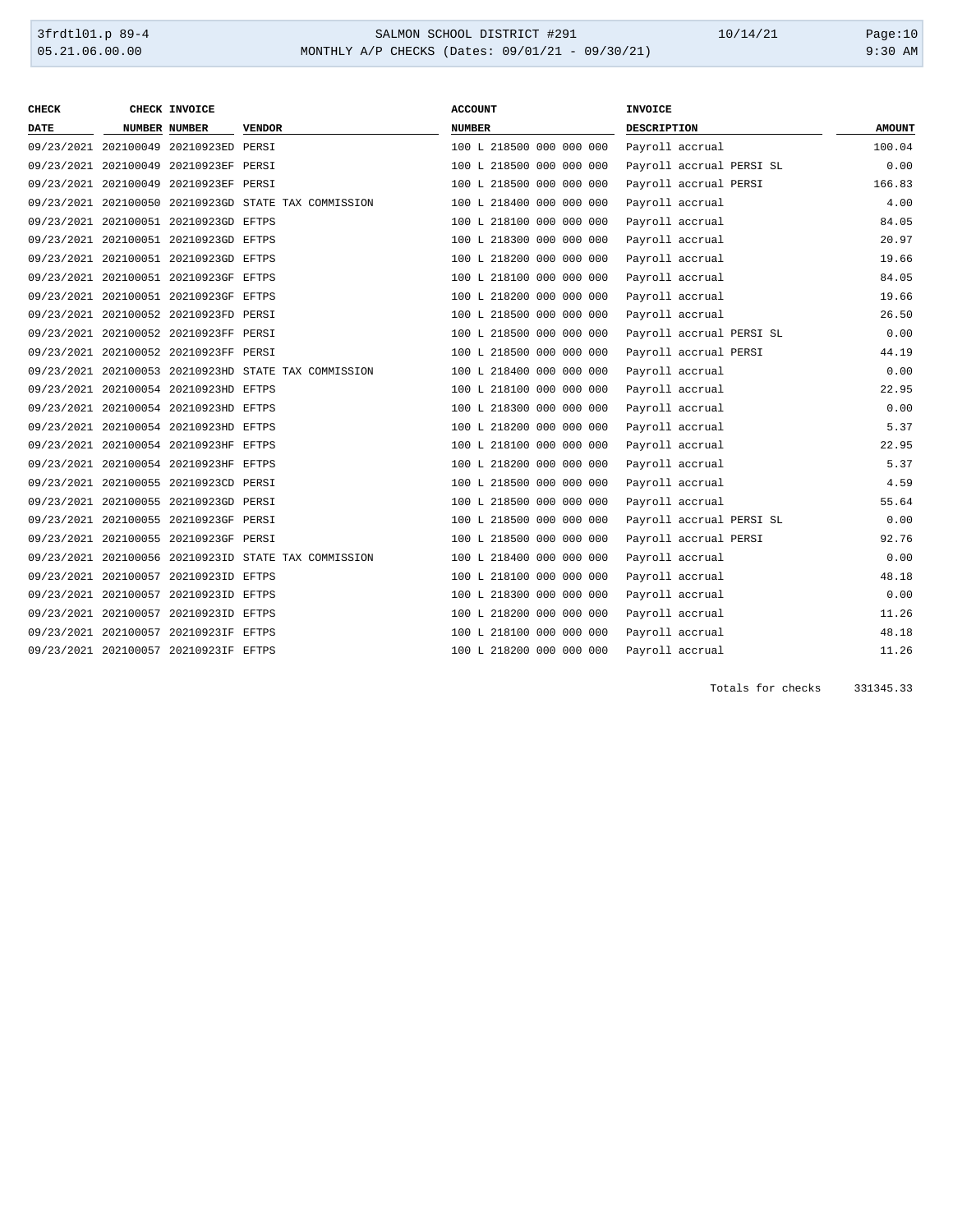| CHECK DATE | CHECK NUMBER | INVOICE NUMBER | VENDOR | ACCOUNT NUMBER | INVOICE DESCRIPTION | AMOUNT |
|---|---|---|---|---|---|---|
| 09/23/2021 | 202100049 | 20210923ED | PERSI | 100 L 218500 000 000 000 | Payroll accrual | 100.04 |
| 09/23/2021 | 202100049 | 20210923EF | PERSI | 100 L 218500 000 000 000 | Payroll accrual PERSI SL | 0.00 |
| 09/23/2021 | 202100049 | 20210923EF | PERSI | 100 L 218500 000 000 000 | Payroll accrual PERSI | 166.83 |
| 09/23/2021 | 202100050 | 20210923GD | STATE TAX COMMISSION | 100 L 218400 000 000 000 | Payroll accrual | 4.00 |
| 09/23/2021 | 202100051 | 20210923GD | EFTPS | 100 L 218100 000 000 000 | Payroll accrual | 84.05 |
| 09/23/2021 | 202100051 | 20210923GD | EFTPS | 100 L 218300 000 000 000 | Payroll accrual | 20.97 |
| 09/23/2021 | 202100051 | 20210923GD | EFTPS | 100 L 218200 000 000 000 | Payroll accrual | 19.66 |
| 09/23/2021 | 202100051 | 20210923GF | EFTPS | 100 L 218100 000 000 000 | Payroll accrual | 84.05 |
| 09/23/2021 | 202100051 | 20210923GF | EFTPS | 100 L 218200 000 000 000 | Payroll accrual | 19.66 |
| 09/23/2021 | 202100052 | 20210923FD | PERSI | 100 L 218500 000 000 000 | Payroll accrual | 26.50 |
| 09/23/2021 | 202100052 | 20210923FF | PERSI | 100 L 218500 000 000 000 | Payroll accrual PERSI SL | 0.00 |
| 09/23/2021 | 202100052 | 20210923FF | PERSI | 100 L 218500 000 000 000 | Payroll accrual PERSI | 44.19 |
| 09/23/2021 | 202100053 | 20210923HD | STATE TAX COMMISSION | 100 L 218400 000 000 000 | Payroll accrual | 0.00 |
| 09/23/2021 | 202100054 | 20210923HD | EFTPS | 100 L 218100 000 000 000 | Payroll accrual | 22.95 |
| 09/23/2021 | 202100054 | 20210923HD | EFTPS | 100 L 218300 000 000 000 | Payroll accrual | 0.00 |
| 09/23/2021 | 202100054 | 20210923HD | EFTPS | 100 L 218200 000 000 000 | Payroll accrual | 5.37 |
| 09/23/2021 | 202100054 | 20210923HF | EFTPS | 100 L 218100 000 000 000 | Payroll accrual | 22.95 |
| 09/23/2021 | 202100054 | 20210923HF | EFTPS | 100 L 218200 000 000 000 | Payroll accrual | 5.37 |
| 09/23/2021 | 202100055 | 20210923CD | PERSI | 100 L 218500 000 000 000 | Payroll accrual | 4.59 |
| 09/23/2021 | 202100055 | 20210923GD | PERSI | 100 L 218500 000 000 000 | Payroll accrual | 55.64 |
| 09/23/2021 | 202100055 | 20210923GF | PERSI | 100 L 218500 000 000 000 | Payroll accrual PERSI SL | 0.00 |
| 09/23/2021 | 202100055 | 20210923GF | PERSI | 100 L 218500 000 000 000 | Payroll accrual PERSI | 92.76 |
| 09/23/2021 | 202100056 | 20210923ID | STATE TAX COMMISSION | 100 L 218400 000 000 000 | Payroll accrual | 0.00 |
| 09/23/2021 | 202100057 | 20210923ID | EFTPS | 100 L 218100 000 000 000 | Payroll accrual | 48.18 |
| 09/23/2021 | 202100057 | 20210923ID | EFTPS | 100 L 218300 000 000 000 | Payroll accrual | 0.00 |
| 09/23/2021 | 202100057 | 20210923ID | EFTPS | 100 L 218200 000 000 000 | Payroll accrual | 11.26 |
| 09/23/2021 | 202100057 | 20210923IF | EFTPS | 100 L 218100 000 000 000 | Payroll accrual | 48.18 |
| 09/23/2021 | 202100057 | 20210923IF | EFTPS | 100 L 218200 000 000 000 | Payroll accrual | 11.26 |

Totals for checks 331345.33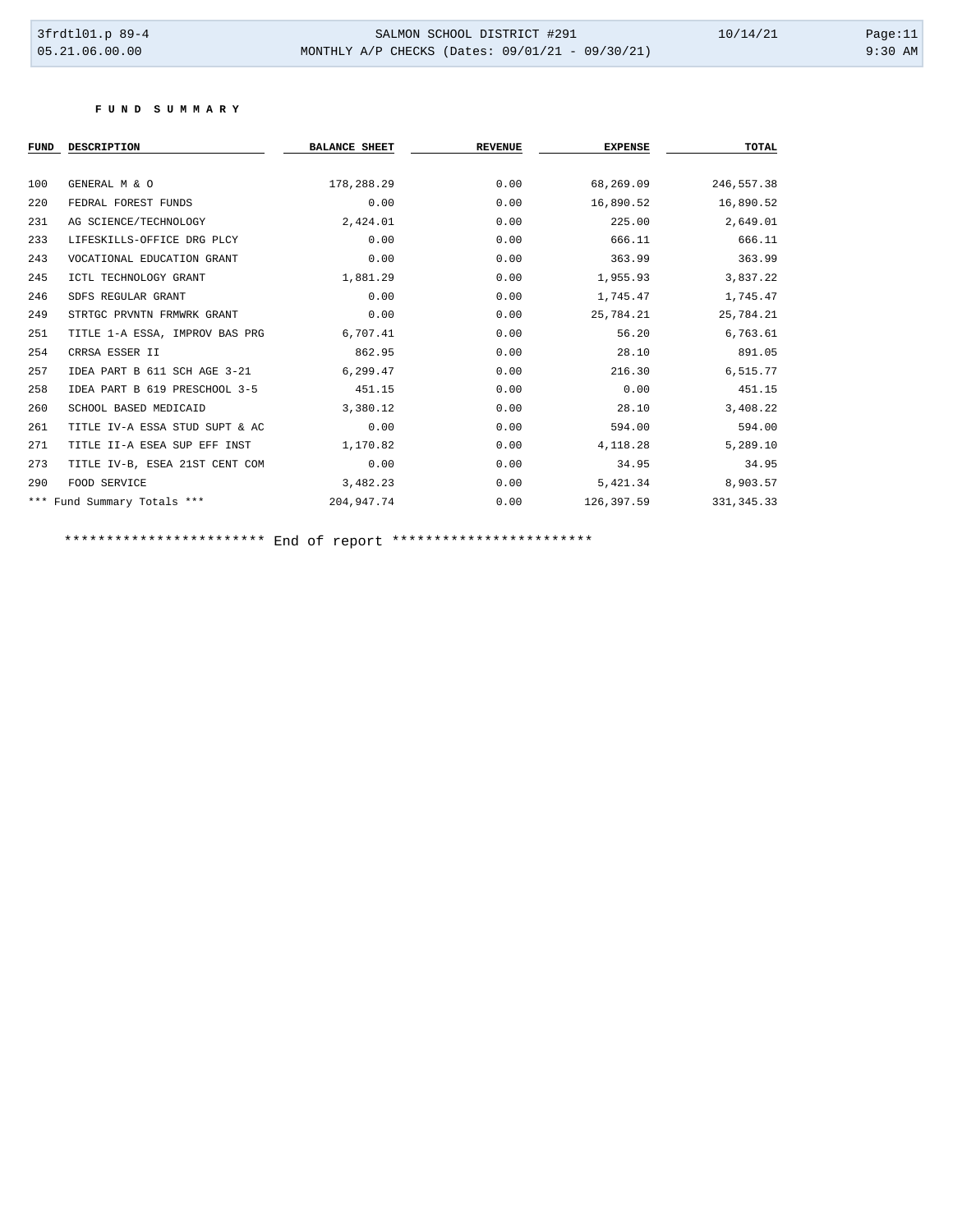**F U N D   S U M M A R Y**

| FUND | DESCRIPTION | BALANCE SHEET | REVENUE | EXPENSE | TOTAL |
|---|---|---|---|---|---|
| 100 | GENERAL M & O | 178,288.29 | 0.00 | 68,269.09 | 246,557.38 |
| 220 | FEDRAL FOREST FUNDS | 0.00 | 0.00 | 16,890.52 | 16,890.52 |
| 231 | AG SCIENCE/TECHNOLOGY | 2,424.01 | 0.00 | 225.00 | 2,649.01 |
| 233 | LIFESKILLS-OFFICE DRG PLCY | 0.00 | 0.00 | 666.11 | 666.11 |
| 243 | VOCATIONAL EDUCATION GRANT | 0.00 | 0.00 | 363.99 | 363.99 |
| 245 | ICTL TECHNOLOGY GRANT | 1,881.29 | 0.00 | 1,955.93 | 3,837.22 |
| 246 | SDFS REGULAR GRANT | 0.00 | 0.00 | 1,745.47 | 1,745.47 |
| 249 | STRTGC PRVNTN FRMWRK GRANT | 0.00 | 0.00 | 25,784.21 | 25,784.21 |
| 251 | TITLE 1-A ESSA, IMPROV BAS PRG | 6,707.41 | 0.00 | 56.20 | 6,763.61 |
| 254 | CRRSA ESSER II | 862.95 | 0.00 | 28.10 | 891.05 |
| 257 | IDEA PART B 611 SCH AGE 3-21 | 6,299.47 | 0.00 | 216.30 | 6,515.77 |
| 258 | IDEA PART B 619 PRESCHOOL 3-5 | 451.15 | 0.00 | 0.00 | 451.15 |
| 260 | SCHOOL BASED MEDICAID | 3,380.12 | 0.00 | 28.10 | 3,408.22 |
| 261 | TITLE IV-A ESSA STUD SUPT & AC | 0.00 | 0.00 | 594.00 | 594.00 |
| 271 | TITLE II-A ESEA SUP EFF INST | 1,170.82 | 0.00 | 4,118.28 | 5,289.10 |
| 273 | TITLE IV-B, ESEA 21ST CENT COM | 0.00 | 0.00 | 34.95 | 34.95 |
| 290 | FOOD SERVICE | 3,482.23 | 0.00 | 5,421.34 | 8,903.57 |
| *** Fund Summary Totals *** | | 204,947.74 | 0.00 | 126,397.59 | 331,345.33 |

************************ End of report ************************